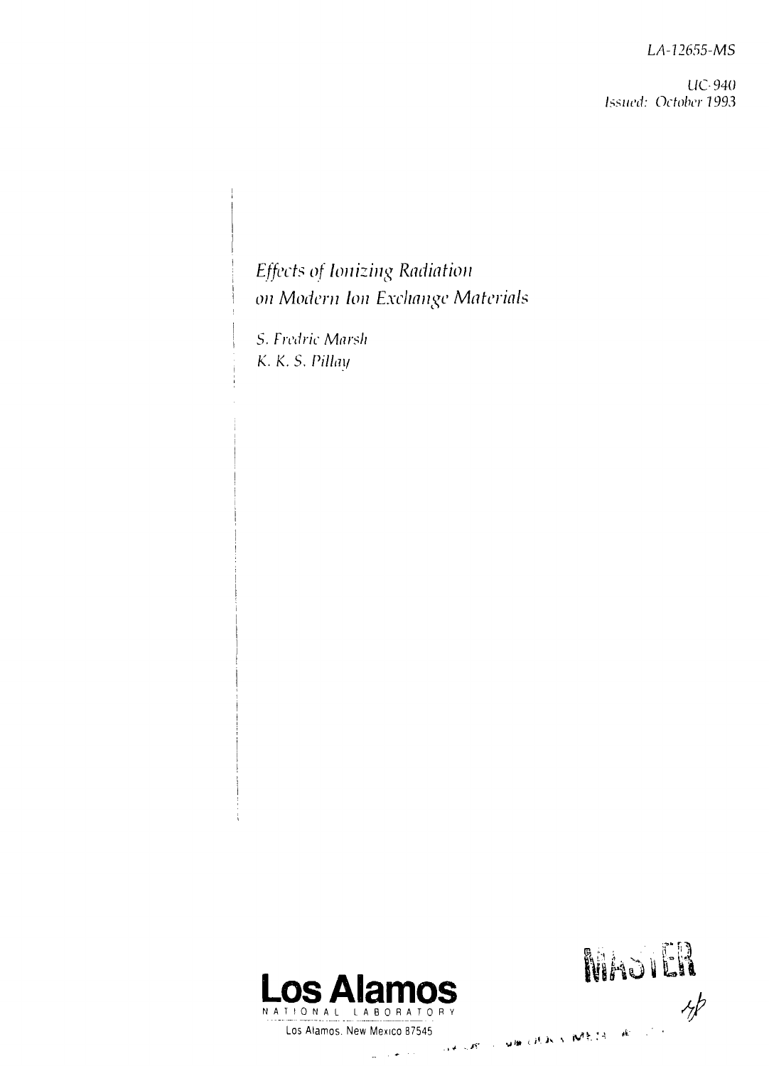LA-12655-MS

UC-940
Issued: October 1993

# *Effects of Ionizing Radiation on Modern Ion Exchange Materials*

*S. Fredric Marsh*
*K. K. S. Pillay*

**Los Alamos**
NATIONAL LABORATORY
Los Alamos, New Mexico 87545

MASTER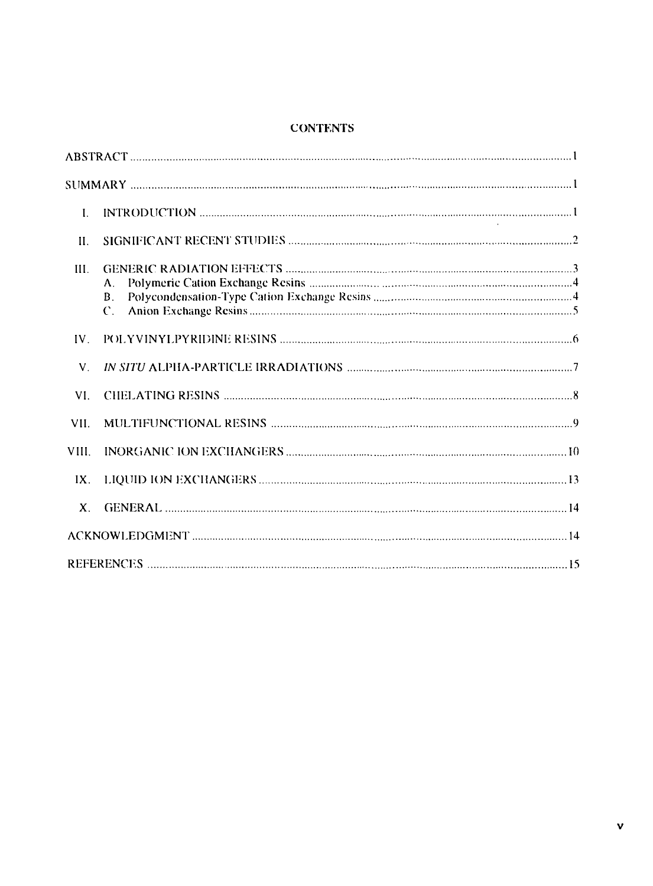## CONTENTS

ABSTRACT ..... 1

SUMMARY ..... 1

I. INTRODUCTION ..... 1

II. SIGNIFICANT RECENT STUDIES ..... 2

III. GENERIC RADIATION EFFECTS ..... 3
  - A. Polymeric Cation Exchange Resins ..... 4
  - B. Polycondensation-Type Cation Exchange Resins ..... 4
  - C. Anion Exchange Resins ..... 5

IV. POLYVINYLPYRIDINE RESINS ..... 6

V. *IN SITU* ALPHA-PARTICLE IRRADIATIONS ..... 7

VI. CHELATING RESINS ..... 8

VII. MULTIFUNCTIONAL RESINS ..... 9

VIII. INORGANIC ION EXCHANGERS ..... 10

IX. LIQUID ION EXCHANGERS ..... 13

X. GENERAL ..... 14

ACKNOWLEDGMENT ..... 14

REFERENCES ..... 15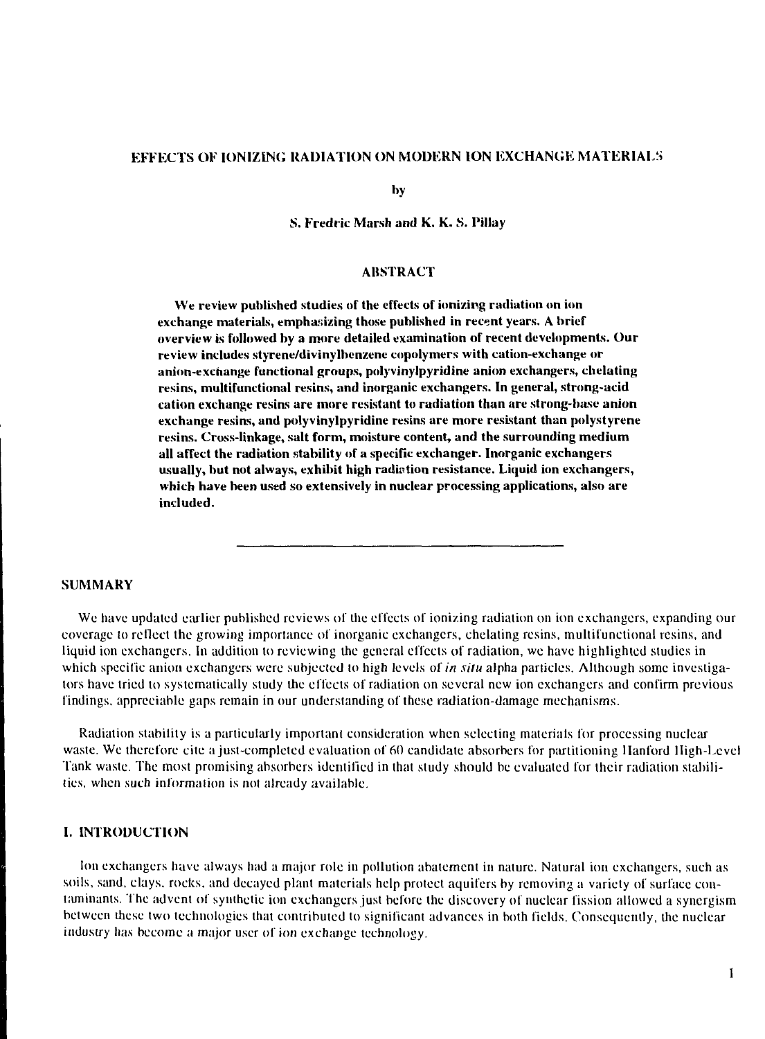# EFFECTS OF IONIZING RADIATION ON MODERN ION EXCHANGE MATERIALS

by

S. Fredric Marsh and K. K. S. Pillay

## ABSTRACT

**We review published studies of the effects of ionizing radiation on ion exchange materials, emphasizing those published in recent years. A brief overview is followed by a more detailed examination of recent developments. Our review includes styrene/divinylbenzene copolymers with cation-exchange or anion-exchange functional groups, polyvinylpyridine anion exchangers, chelating resins, multifunctional resins, and inorganic exchangers. In general, strong-acid cation exchange resins are more resistant to radiation than are strong-base anion exchange resins, and polyvinylpyridine resins are more resistant than polystyrene resins. Cross-linkage, salt form, moisture content, and the surrounding medium all affect the radiation stability of a specific exchanger. Inorganic exchangers usually, but not always, exhibit high radiation resistance. Liquid ion exchangers, which have been used so extensively in nuclear processing applications, also are included.**

---

## SUMMARY

We have updated earlier published reviews of the effects of ionizing radiation on ion exchangers, expanding our coverage to reflect the growing importance of inorganic exchangers, chelating resins, multifunctional resins, and liquid ion exchangers. In addition to reviewing the general effects of radiation, we have highlighted studies in which specific anion exchangers were subjected to high levels of *in situ* alpha particles. Although some investigators have tried to systematically study the effects of radiation on several new ion exchangers and confirm previous findings, appreciable gaps remain in our understanding of these radiation-damage mechanisms.

Radiation stability is a particularly important consideration when selecting materials for processing nuclear waste. We therefore cite a just-completed evaluation of 60 candidate absorbers for partitioning Hanford High-Level Tank waste. The most promising absorbers identified in that study should be evaluated for their radiation stabilities, when such information is not already available.

## I. INTRODUCTION

Ion exchangers have always had a major role in pollution abatement in nature. Natural ion exchangers, such as soils, sand, clays, rocks, and decayed plant materials help protect aquifers by removing a variety of surface contaminants. The advent of synthetic ion exchangers just before the discovery of nuclear fission allowed a synergism between these two technologies that contributed to significant advances in both fields. Consequently, the nuclear industry has become a major user of ion exchange technology.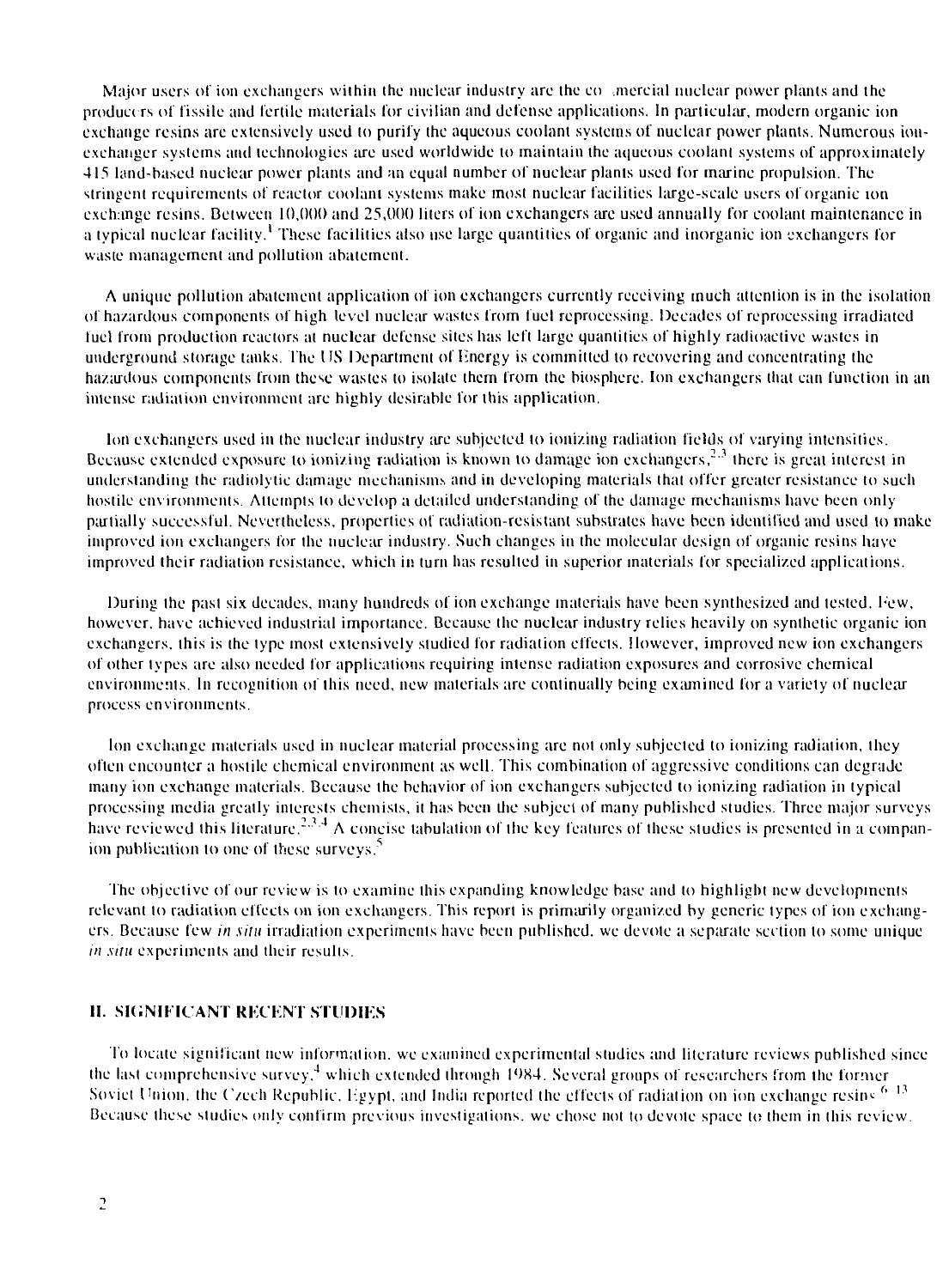Major users of ion exchangers within the nuclear industry are the commercial nuclear power plants and the producers of fissile and fertile materials for civilian and defense applications. In particular, modern organic ion exchange resins are extensively used to purify the aqueous coolant systems of nuclear power plants. Numerous ion-exchanger systems and technologies are used worldwide to maintain the aqueous coolant systems of approximately 415 land-based nuclear power plants and an equal number of nuclear plants used for marine propulsion. The stringent requirements of reactor coolant systems make most nuclear facilities large-scale users of organic ion exchange resins. Between 10,000 and 25,000 liters of ion exchangers are used annually for coolant maintenance in a typical nuclear facility.[1] These facilities also use large quantities of organic and inorganic ion exchangers for waste management and pollution abatement.

A unique pollution abatement application of ion exchangers currently receiving much attention is in the isolation of hazardous components of high level nuclear wastes from fuel reprocessing. Decades of reprocessing irradiated fuel from production reactors at nuclear defense sites has left large quantities of highly radioactive wastes in underground storage tanks. The US Department of Energy is committed to recovering and concentrating the hazardous components from these wastes to isolate them from the biosphere. Ion exchangers that can function in an intense radiation environment are highly desirable for this application.

Ion exchangers used in the nuclear industry are subjected to ionizing radiation fields of varying intensities. Because extended exposure to ionizing radiation is known to damage ion exchangers,[2,3] there is great interest in understanding the radiolytic damage mechanisms and in developing materials that offer greater resistance to such hostile environments. Attempts to develop a detailed understanding of the damage mechanisms have been only partially successful. Nevertheless, properties of radiation-resistant substrates have been identified and used to make improved ion exchangers for the nuclear industry. Such changes in the molecular design of organic resins have improved their radiation resistance, which in turn has resulted in superior materials for specialized applications.

During the past six decades, many hundreds of ion exchange materials have been synthesized and tested. Few, however, have achieved industrial importance. Because the nuclear industry relies heavily on synthetic organic ion exchangers, this is the type most extensively studied for radiation effects. However, improved new ion exchangers of other types are also needed for applications requiring intense radiation exposures and corrosive chemical environments. In recognition of this need, new materials are continually being examined for a variety of nuclear process environments.

Ion exchange materials used in nuclear material processing are not only subjected to ionizing radiation, they often encounter a hostile chemical environment as well. This combination of aggressive conditions can degrade many ion exchange materials. Because the behavior of ion exchangers subjected to ionizing radiation in typical processing media greatly interests chemists, it has been the subject of many published studies. Three major surveys have reviewed this literature.[2,3,4] A concise tabulation of the key features of these studies is presented in a companion publication to one of these surveys.[5]

The objective of our review is to examine this expanding knowledge base and to highlight new developments relevant to radiation effects on ion exchangers. This report is primarily organized by generic types of ion exchangers. Because few *in situ* irradiation experiments have been published, we devote a separate section to some unique *in situ* experiments and their results.

## II. SIGNIFICANT RECENT STUDIES

To locate significant new information, we examined experimental studies and literature reviews published since the last comprehensive survey,[4] which extended through 1984. Several groups of researchers from the former Soviet Union, the Czech Republic, Egypt, and India reported the effects of radiation on ion exchange resins.[6-13] Because these studies only confirm previous investigations, we chose not to devote space to them in this review.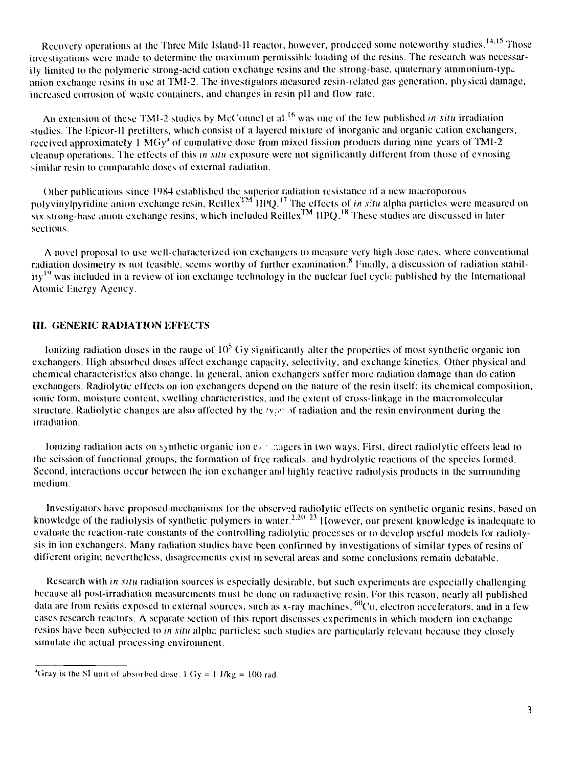Recovery operations at the Three Mile Island-II reactor, however, produced some noteworthy studies.[14,15] Those investigations were made to determine the maximum permissible loading of the resins. The research was necessarily limited to the polymeric strong-acid cation exchange resins and the strong-base, quaternary ammonium-type anion exchange resins in use at TMI-2. The investigators measured resin-related gas generation, physical damage, increased corrosion of waste containers, and changes in resin pH and flow rate.

An extension of these TMI-2 studies by McConnel et al.[16] was one of the few published *in situ* irradiation studies. The Epicor-II prefilters, which consist of a layered mixture of inorganic and organic cation exchangers, received approximately 1 MGy[a] of cumulative dose from mixed fission products during nine years of TMI-2 cleanup operations. The effects of this *in situ* exposure were not significantly different from those of exposing similar resin to comparable doses of external radiation.

Other publications since 1984 established the superior radiation resistance of a new macroporous polyvinylpyridine anion exchange resin, Reillex™ HPQ.[17] The effects of *in situ* alpha particles were measured on six strong-base anion exchange resins, which included Reillex™ HPQ.[18] These studies are discussed in later sections.

A novel proposal to use well-characterized ion exchangers to measure very high dose rates, where conventional radiation dosimetry is not feasible, seems worthy of further examination.[8] Finally, a discussion of radiation stability[19] was included in a review of ion exchange technology in the nuclear fuel cycle published by the International Atomic Energy Agency.

## III. GENERIC RADIATION EFFECTS

Ionizing radiation doses in the range of $10^5$ Gy significantly alter the properties of most synthetic organic ion exchangers. High absorbed doses affect exchange capacity, selectivity, and exchange kinetics. Other physical and chemical characteristics also change. In general, anion exchangers suffer more radiation damage than do cation exchangers. Radiolytic effects on ion exchangers depend on the nature of the resin itself: its chemical composition, ionic form, moisture content, swelling characteristics, and the extent of cross-linkage in the macromolecular structure. Radiolytic changes are also affected by the type of radiation and the resin environment during the irradiation.

Ionizing radiation acts on synthetic organic ion exchangers in two ways. First, direct radiolytic effects lead to the scission of functional groups, the formation of free radicals, and hydrolytic reactions of the species formed. Second, interactions occur between the ion exchanger and highly reactive radiolysis products in the surrounding medium.

Investigators have proposed mechanisms for the observed radiolytic effects on synthetic organic resins, based on knowledge of the radiolysis of synthetic polymers in water.[2,20–23] However, our present knowledge is inadequate to evaluate the reaction-rate constants of the controlling radiolytic processes or to develop useful models for radiolysis in ion exchangers. Many radiation studies have been confirmed by investigations of similar types of resins of different origin; nevertheless, disagreements exist in several areas and some conclusions remain debatable.

Research with *in situ* radiation sources is especially desirable, but such experiments are especially challenging because all post-irradiation measurements must be done on radioactive resin. For this reason, nearly all published data are from resins exposed to external sources, such as x-ray machines, $^{60}$Co, electron accelerators, and in a few cases research reactors. A separate section of this report discusses experiments in which modern ion exchange resins have been subjected to *in situ* alpha particles; such studies are particularly relevant because they closely simulate the actual processing environment.

---

[a]Gray is the SI unit of absorbed dose. 1 Gy = 1 J/kg = 100 rad.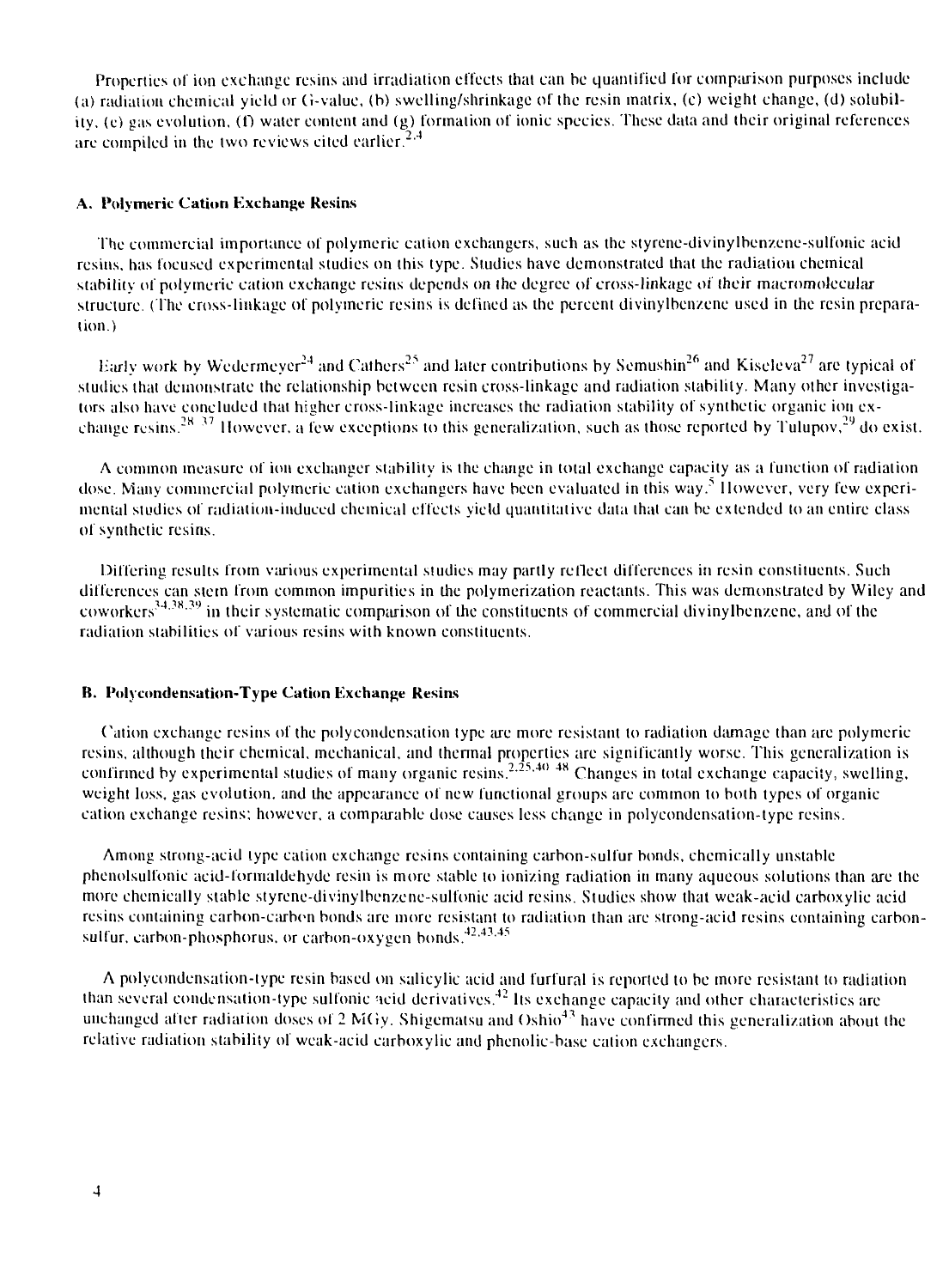Properties of ion exchange resins and irradiation effects that can be quantified for comparison purposes include (a) radiation chemical yield or G-value, (b) swelling/shrinkage of the resin matrix, (c) weight change, (d) solubility, (e) gas evolution, (f) water content and (g) formation of ionic species. These data and their original references are compiled in the two reviews cited earlier.[2,4]

### A. Polymeric Cation Exchange Resins

The commercial importance of polymeric cation exchangers, such as the styrene-divinylbenzene-sulfonic acid resins, has focused experimental studies on this type. Studies have demonstrated that the radiation chemical stability of polymeric cation exchange resins depends on the degree of cross-linkage of their macromolecular structure. (The cross-linkage of polymeric resins is defined as the percent divinylbenzene used in the resin preparation.)

Early work by Wedermeyer[24] and Cathers[25] and later contributions by Semushin[26] and Kiseleva[27] are typical of studies that demonstrate the relationship between resin cross-linkage and radiation stability. Many other investigators also have concluded that higher cross-linkage increases the radiation stability of synthetic organic ion exchange resins.[28-37] However, a few exceptions to this generalization, such as those reported by Tulupov,[29] do exist.

A common measure of ion exchanger stability is the change in total exchange capacity as a function of radiation dose. Many commercial polymeric cation exchangers have been evaluated in this way.[5] However, very few experimental studies of radiation-induced chemical effects yield quantitative data that can be extended to an entire class of synthetic resins.

Differing results from various experimental studies may partly reflect differences in resin constituents. Such differences can stem from common impurities in the polymerization reactants. This was demonstrated by Wiley and coworkers[34,38,39] in their systematic comparison of the constituents of commercial divinylbenzene, and of the radiation stabilities of various resins with known constituents.

### B. Polycondensation-Type Cation Exchange Resins

Cation exchange resins of the polycondensation type are more resistant to radiation damage than are polymeric resins, although their chemical, mechanical, and thermal properties are significantly worse. This generalization is confirmed by experimental studies of many organic resins.[2,25,40-48] Changes in total exchange capacity, swelling, weight loss, gas evolution, and the appearance of new functional groups are common to both types of organic cation exchange resins; however, a comparable dose causes less change in polycondensation-type resins.

Among strong-acid type cation exchange resins containing carbon-sulfur bonds, chemically unstable phenolsulfonic acid-formaldehyde resin is more stable to ionizing radiation in many aqueous solutions than are the more chemically stable styrene-divinylbenzene-sulfonic acid resins. Studies show that weak-acid carboxylic acid resins containing carbon-carbon bonds are more resistant to radiation than are strong-acid resins containing carbon-sulfur, carbon-phosphorus, or carbon-oxygen bonds.[42,43,45]

A polycondensation-type resin based on salicylic acid and furfural is reported to be more resistant to radiation than several condensation-type sulfonic acid derivatives.[42] Its exchange capacity and other characteristics are unchanged after radiation doses of 2 MGy. Shigematsu and Oshio[43] have confirmed this generalization about the relative radiation stability of weak-acid carboxylic and phenolic-base cation exchangers.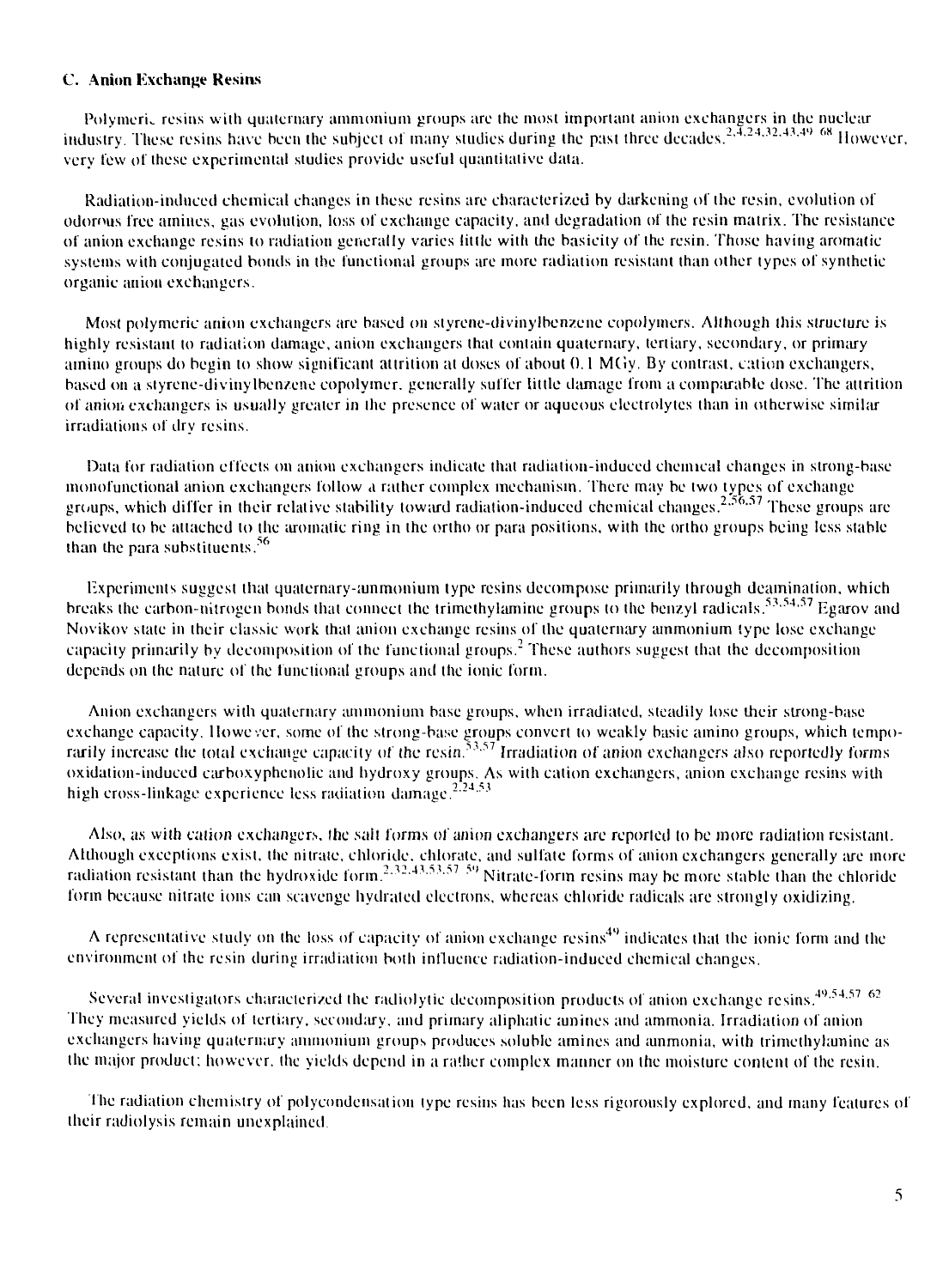### C. Anion Exchange Resins

Polymeric resins with quaternary ammonium groups are the most important anion exchangers in the nuclear industry. These resins have been the subject of many studies during the past three decades.[2,4,24,32,43,49-68] However, very few of these experimental studies provide useful quantitative data.

Radiation-induced chemical changes in these resins are characterized by darkening of the resin, evolution of odorous free amines, gas evolution, loss of exchange capacity, and degradation of the resin matrix. The resistance of anion exchange resins to radiation generally varies little with the basicity of the resin. Those having aromatic systems with conjugated bonds in the functional groups are more radiation resistant than other types of synthetic organic anion exchangers.

Most polymeric anion exchangers are based on styrene-divinylbenzene copolymers. Although this structure is highly resistant to radiation damage, anion exchangers that contain quaternary, tertiary, secondary, or primary amino groups do begin to show significant attrition at doses of about 0.1 MGy. By contrast, cation exchangers, based on a styrene-divinylbenzene copolymer, generally suffer little damage from a comparable dose. The attrition of anion exchangers is usually greater in the presence of water or aqueous electrolytes than in otherwise similar irradiations of dry resins.

Data for radiation effects on anion exchangers indicate that radiation-induced chemical changes in strong-base monofunctional anion exchangers follow a rather complex mechanism. There may be two types of exchange groups, which differ in their relative stability toward radiation-induced chemical changes.[2,56,57] These groups are believed to be attached to the aromatic ring in the ortho or para positions, with the ortho groups being less stable than the para substituents.[56]

Experiments suggest that quaternary-ammonium type resins decompose primarily through deamination, which breaks the carbon-nitrogen bonds that connect the trimethylamine groups to the benzyl radicals.[53,54,57] Egarov and Novikov state in their classic work that anion exchange resins of the quaternary ammonium type lose exchange capacity primarily by decomposition of the functional groups.[2] These authors suggest that the decomposition depends on the nature of the functional groups and the ionic form.

Anion exchangers with quaternary ammonium base groups, when irradiated, steadily lose their strong-base exchange capacity. However, some of the strong-base groups convert to weakly basic amino groups, which temporarily increase the total exchange capacity of the resin.[53,57] Irradiation of anion exchangers also reportedly forms oxidation-induced carboxyphenolic and hydroxy groups. As with cation exchangers, anion exchange resins with high cross-linkage experience less radiation damage.[2,24,53]

Also, as with cation exchangers, the salt forms of anion exchangers are reported to be more radiation resistant. Although exceptions exist, the nitrate, chloride, chlorate, and sulfate forms of anion exchangers generally are more radiation resistant than the hydroxide form.[2,32,43,53,57-59] Nitrate-form resins may be more stable than the chloride form because nitrate ions can scavenge hydrated electrons, whereas chloride radicals are strongly oxidizing.

A representative study on the loss of capacity of anion exchange resins[49] indicates that the ionic form and the environment of the resin during irradiation both influence radiation-induced chemical changes.

Several investigators characterized the radiolytic decomposition products of anion exchange resins.[49,54,57-62] They measured yields of tertiary, secondary, and primary aliphatic amines and ammonia. Irradiation of anion exchangers having quaternary ammonium groups produces soluble amines and ammonia, with trimethylamine as the major product; however, the yields depend in a rather complex manner on the moisture content of the resin.

The radiation chemistry of polycondensation type resins has been less rigorously explored, and many features of their radiolysis remain unexplained.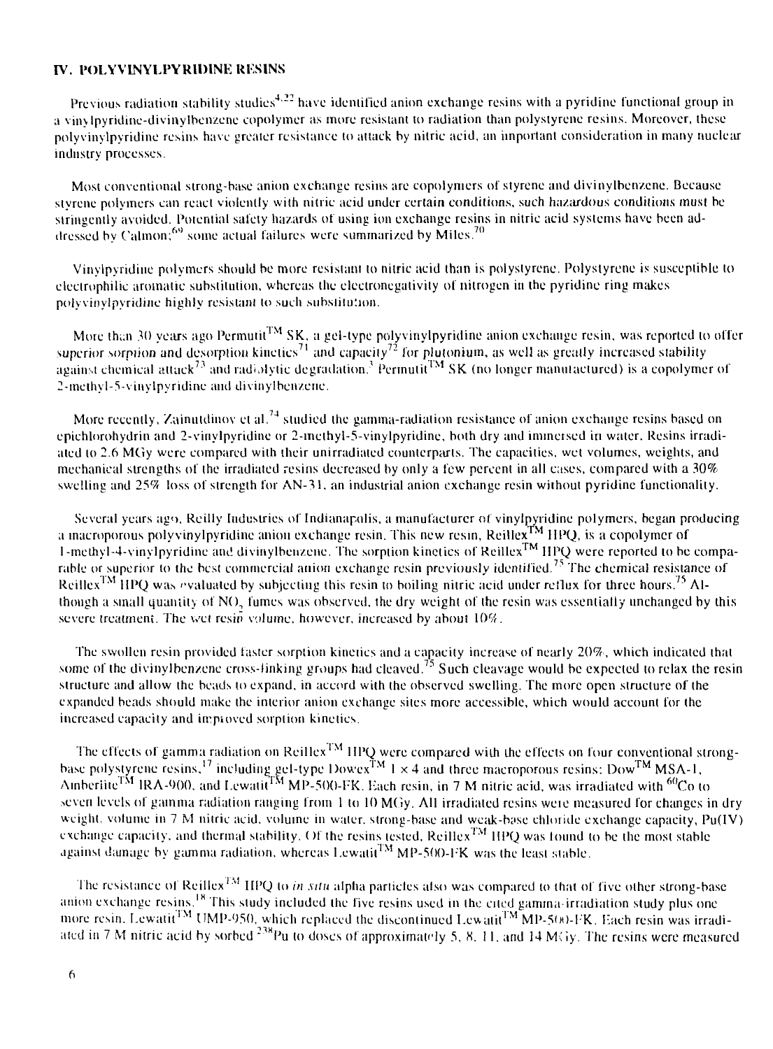## IV. POLYVINYLPYRIDINE RESINS

Previous radiation stability studies[4,22] have identified anion exchange resins with a pyridine functional group in a vinylpyridine-divinylbenzene copolymer as more resistant to radiation than polystyrene resins. Moreover, these polyvinylpyridine resins have greater resistance to attack by nitric acid, an important consideration in many nuclear industry processes.

Most conventional strong-base anion exchange resins are copolymers of styrene and divinylbenzene. Because styrene polymers can react violently with nitric acid under certain conditions, such hazardous conditions must be stringently avoided. Potential safety hazards of using ion exchange resins in nitric acid systems have been addressed by Calmon;[69] some actual failures were summarized by Miles.[70]

Vinylpyridine polymers should be more resistant to nitric acid than is polystyrene. Polystyrene is susceptible to electrophilic aromatic substitution, whereas the electronegativity of nitrogen in the pyridine ring makes polyvinylpyridine highly resistant to such substitution.

More than 30 years ago Permutit™ SK, a gel-type polyvinylpyridine anion exchange resin, was reported to offer superior sorption and desorption kinetics[71] and capacity[72] for plutonium, as well as greatly increased stability against chemical attack[73] and radiolytic degradation.[3] Permutit™ SK (no longer manufactured) is a copolymer of 2-methyl-5-vinylpyridine and divinylbenzene.

More recently, Zainutdinov et al.[74] studied the gamma-radiation resistance of anion exchange resins based on epichlorohydrin and 2-vinylpyridine or 2-methyl-5-vinylpyridine, both dry and immersed in water. Resins irradiated to 2.6 MGy were compared with their unirradiated counterparts. The capacities, wet volumes, weights, and mechanical strengths of the irradiated resins decreased by only a few percent in all cases, compared with a 30% swelling and 25% loss of strength for AN-31, an industrial anion exchange resin without pyridine functionality.

Several years ago, Reilly Industries of Indianapolis, a manufacturer of vinylpyridine polymers, began producing a macroporous polyvinylpyridine anion exchange resin. This new resin, Reillex™ HPQ, is a copolymer of 1-methyl-4-vinylpyridine and divinylbenzene. The sorption kinetics of Reillex™ HPQ were reported to be comparable or superior to the best commercial anion exchange resin previously identified.[75] The chemical resistance of Reillex™ HPQ was evaluated by subjecting this resin to boiling nitric acid under reflux for three hours.[75] Although a small quantity of $NO_2$ fumes was observed, the dry weight of the resin was essentially unchanged by this severe treatment. The wet resin volume, however, increased by about 10%.

The swollen resin provided faster sorption kinetics and a capacity increase of nearly 20%, which indicated that some of the divinylbenzene cross-linking groups had cleaved.[75] Such cleavage would be expected to relax the resin structure and allow the beads to expand, in accord with the observed swelling. The more open structure of the expanded beads should make the interior anion exchange sites more accessible, which would account for the increased capacity and improved sorption kinetics.

The effects of gamma radiation on Reillex™ HPQ were compared with the effects on four conventional strong-base polystyrene resins,[17] including gel-type Dowex™ 1 × 4 and three macroporous resins: Dow™ MSA-1, Amberlite™ IRA-900, and Lewatit™ MP-500-FK. Each resin, in 7 M nitric acid, was irradiated with $^{60}Co$ to seven levels of gamma radiation ranging from 1 to 10 MGy. All irradiated resins were measured for changes in dry weight, volume in 7 M nitric acid, volume in water, strong-base and weak-base chloride exchange capacity, Pu(IV) exchange capacity, and thermal stability. Of the resins tested, Reillex™ HPQ was found to be the most stable against damage by gamma radiation, whereas Lewatit™ MP-500-FK was the least stable.

The resistance of Reillex™ HPQ to *in situ* alpha particles also was compared to that of five other strong-base anion exchange resins.[18] This study included the five resins used in the cited gamma-irradiation study plus one more resin, Lewatit™ UMP-950, which replaced the discontinued Lewatit™ MP-500-FK. Each resin was irradiated in 7 M nitric acid by sorbed $^{238}Pu$ to doses of approximately 5, 8, 11, and 14 MGy. The resins were measured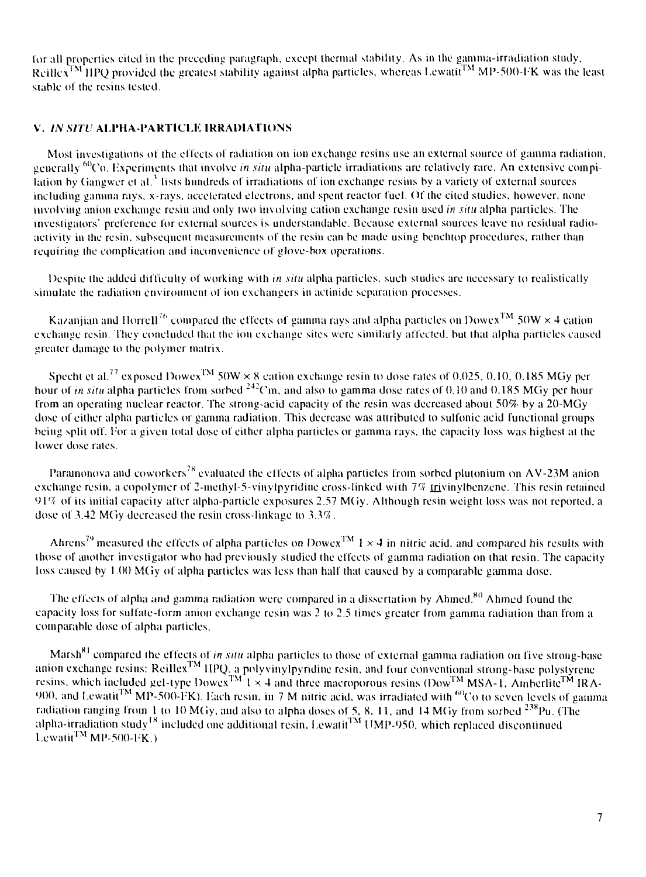for all properties cited in the preceding paragraph, except thermal stability. As in the gamma-irradiation study, Reillex™ HPQ provided the greatest stability against alpha particles, whereas Lewatit™ MP-500-FK was the least stable of the resins tested.

## V. *IN SITU* ALPHA-PARTICLE IRRADIATIONS

Most investigations of the effects of radiation on ion exchange resins use an external source of gamma radiation, generally $^{60}Co$. Experiments that involve *in situ* alpha-particle irradiations are relatively rare. An extensive compilation by Gangwer et al.[3] lists hundreds of irradiations of ion exchange resins by a variety of external sources including gamma rays, x-rays, accelerated electrons, and spent reactor fuel. Of the cited studies, however, none involving anion exchange resin and only two involving cation exchange resin used *in situ* alpha particles. The investigators' preference for external sources is understandable. Because external sources leave no residual radioactivity in the resin, subsequent measurements of the resin can be made using benchtop procedures, rather than requiring the complication and inconvenience of glove-box operations.

Despite the added difficulty of working with *in situ* alpha particles, such studies are necessary to realistically simulate the radiation environment of ion exchangers in actinide separation processes.

Kazanjian and Horrell[76] compared the effects of gamma rays and alpha particles on Dowex™ 50W × 4 cation exchange resin. They concluded that the ion exchange sites were similarly affected, but that alpha particles caused greater damage to the polymer matrix.

Specht et al.[77] exposed Dowex™ 50W × 8 cation exchange resin to dose rates of 0.025, 0.10, 0.185 MGy per hour of *in situ* alpha particles from sorbed $^{242}Cm$, and also to gamma dose rates of 0.10 and 0.185 MGy per hour from an operating nuclear reactor. The strong-acid capacity of the resin was decreased about 50% by a 20-MGy dose of either alpha particles or gamma radiation. This decrease was attributed to sulfonic acid functional groups being split off. For a given total dose of either alpha particles or gamma rays, the capacity loss was highest at the lower dose rates.

Paranonova and coworkers[78] evaluated the effects of alpha particles from sorbed plutonium on AV-23M anion exchange resin, a copolymer of 2-methyl-5-vinylpyridine cross-linked with 7% trivinylbenzene. This resin retained 91% of its initial capacity after alpha-particle exposures 2.57 MGy. Although resin weight loss was not reported, a dose of 3.42 MGy decreased the resin cross-linkage to 3.3%.

Ahrens[79] measured the effects of alpha particles on Dowex™ 1 × 4 in nitric acid, and compared his results with those of another investigator who had previously studied the effects of gamma radiation on that resin. The capacity loss caused by 1.00 MGy of alpha particles was less than half that caused by a comparable gamma dose.

The effects of alpha and gamma radiation were compared in a dissertation by Ahmed.[80] Ahmed found the capacity loss for sulfate-form anion exchange resin was 2 to 2.5 times greater from gamma radiation than from a comparable dose of alpha particles.

Marsh[81] compared the effects of *in situ* alpha particles to those of external gamma radiation on five strong-base anion exchange resins: Reillex™ HPQ, a polyvinylpyridine resin, and four conventional strong-base polystyrene resins, which included gel-type Dowex™ 1 × 4 and three macroporous resins (Dow™ MSA-1, Amberlite™ IRA-900, and Lewatit™ MP-500-FK). Each resin, in 7 M nitric acid, was irradiated with $^{60}Co$ to seven levels of gamma radiation ranging from 1 to 10 MGy, and also to alpha doses of 5, 8, 11, and 14 MGy from sorbed $^{238}Pu$. (The alpha-irradiation study[18] included one additional resin, Lewatit™ UMP-950, which replaced discontinued Lewatit™ MP-500-FK.)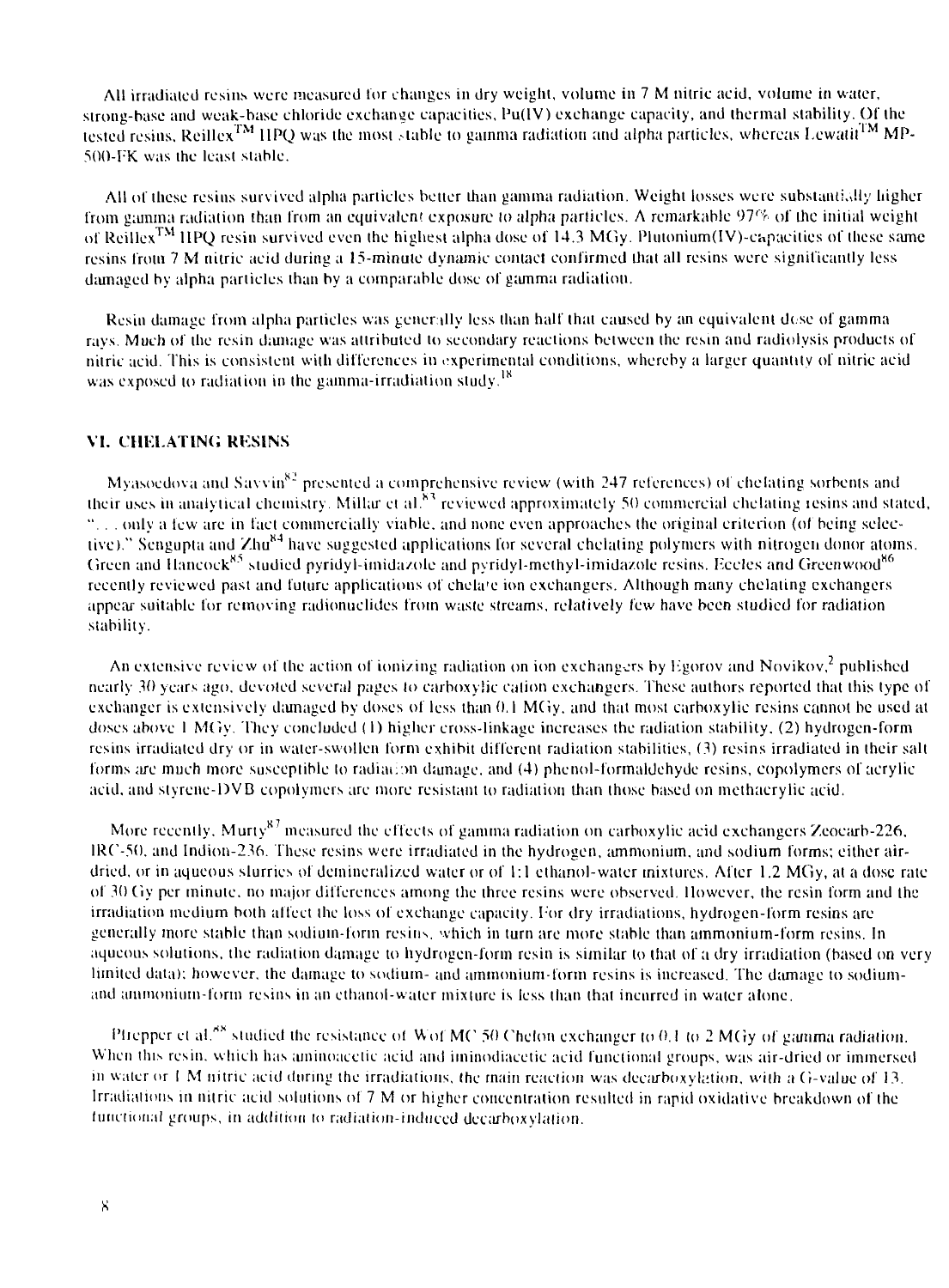All irradiated resins were measured for changes in dry weight, volume in 7 M nitric acid, volume in water, strong-base and weak-base chloride exchange capacities, Pu(IV) exchange capacity, and thermal stability. Of the tested resins, Reillex™ HPQ was the most stable to gamma radiation and alpha particles, whereas Lewatit™ MP-500-FK was the least stable.

All of these resins survived alpha particles better than gamma radiation. Weight losses were substantially higher from gamma radiation than from an equivalent exposure to alpha particles. A remarkable 97% of the initial weight of Reillex™ HPQ resin survived even the highest alpha dose of 14.3 MGy. Plutonium(IV)-capacities of these same resins from 7 M nitric acid during a 15-minute dynamic contact confirmed that all resins were significantly less damaged by alpha particles than by a comparable dose of gamma radiation.

Resin damage from alpha particles was generally less than half that caused by an equivalent dose of gamma rays. Much of the resin damage was attributed to secondary reactions between the resin and radiolysis products of nitric acid. This is consistent with differences in experimental conditions, whereby a larger quantity of nitric acid was exposed to radiation in the gamma-irradiation study.[18]

## VI. CHELATING RESINS

Myasoedova and Savvin[82] presented a comprehensive review (with 247 references) of chelating sorbents and their uses in analytical chemistry. Millar et al.[83] reviewed approximately 50 commercial chelating resins and stated, "... only a few are in fact commercially viable, and none even approaches the original criterion (of being selective)." Sengupta and Zhu[84] have suggested applications for several chelating polymers with nitrogen donor atoms. Green and Hancock[85] studied pyridyl-imidazole and pyridyl-methyl-imidazole resins. Eccles and Greenwood[86] recently reviewed past and future applications of chelate ion exchangers. Although many chelating exchangers appear suitable for removing radionuclides from waste streams, relatively few have been studied for radiation stability.

An extensive review of the action of ionizing radiation on ion exchangers by Egorov and Novikov,[2] published nearly 30 years ago, devoted several pages to carboxylic cation exchangers. These authors reported that this type of exchanger is extensively damaged by doses of less than 0.1 MGy, and that most carboxylic resins cannot be used at doses above 1 MGy. They concluded (1) higher cross-linkage increases the radiation stability, (2) hydrogen-form resins irradiated dry or in water-swollen form exhibit different radiation stabilities, (3) resins irradiated in their salt forms are much more susceptible to radiation damage, and (4) phenol-formaldehyde resins, copolymers of acrylic acid, and styrene-DVB copolymers are more resistant to radiation than those based on methacrylic acid.

More recently, Murty[87] measured the effects of gamma radiation on carboxylic acid exchangers Zeocarb-226, IRC-50, and Indion-236. These resins were irradiated in the hydrogen, ammonium, and sodium forms; either air-dried, or in aqueous slurries of demineralized water or of 1:1 ethanol-water mixtures. After 1.2 MGy, at a dose rate of 30 Gy per minute, no major differences among the three resins were observed. However, the resin form and the irradiation medium both affect the loss of exchange capacity. For dry irradiations, hydrogen-form resins are generally more stable than sodium-form resins, which in turn are more stable than ammonium-form resins. In aqueous solutions, the radiation damage to hydrogen-form resin is similar to that of a dry irradiation (based on very limited data); however, the damage to sodium- and ammonium-form resins is increased. The damage to sodium- and ammonium-form resins in an ethanol-water mixture is less than that incurred in water alone.

Pfrepper et al.[88] studied the resistance of Wof MC 50 Chelon exchanger to 0.1 to 2 MGy of gamma radiation. When this resin, which has aminoacetic acid and iminodiacetic acid functional groups, was air-dried or immersed in water or 1 M nitric acid during the irradiations, the main reaction was decarboxylation, with a G-value of 13. Irradiations in nitric acid solutions of 7 M or higher concentration resulted in rapid oxidative breakdown of the functional groups, in addition to radiation-induced decarboxylation.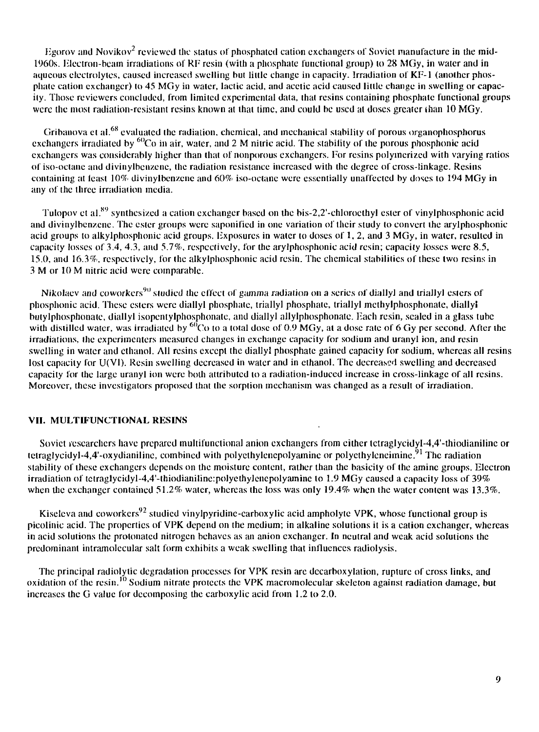Egorov and Novikov[2] reviewed the status of phosphated cation exchangers of Soviet manufacture in the mid-1960s. Electron-beam irradiations of RF resin (with a phosphate functional group) to 28 MGy, in water and in aqueous electrolytes, caused increased swelling but little change in capacity. Irradiation of KF-1 (another phosphate cation exchanger) to 45 MGy in water, lactic acid, and acetic acid caused little change in swelling or capacity. Those reviewers concluded, from limited experimental data, that resins containing phosphate functional groups were the most radiation-resistant resins known at that time, and could be used at doses greater than 10 MGy.

Gribanova et al.[68] evaluated the radiation, chemical, and mechanical stability of porous organophosphorus exchangers irradiated by $^{60}Co$ in air, water, and 2 M nitric acid. The stability of the porous phosphonic acid exchangers was considerably higher than that of nonporous exchangers. For resins polymerized with varying ratios of iso-octane and divinylbenzene, the radiation resistance increased with the degree of cross-linkage. Resins containing at least 10% divinylbenzene and 60% iso-octane were essentially unaffected by doses to 194 MGy in any of the three irradiation media.

Tulopov et al.[89] synthesized a cation exchanger based on the bis-2,2'-chloroethyl ester of vinylphosphonic acid and divinylbenzene. The ester groups were saponified in one variation of their study to convert the arylphosphonic acid groups to alkylphosphonic acid groups. Exposures in water to doses of 1, 2, and 3 MGy, in water, resulted in capacity losses of 3.4, 4.3, and 5.7%, respectively, for the arylphosphonic acid resin; capacity losses were 8.5, 15.0, and 16.3%, respectively, for the alkylphosphonic acid resin. The chemical stabilities of these two resins in 3 M or 10 M nitric acid were comparable.

Nikolaev and coworkers[90] studied the effect of gamma radiation on a series of diallyl and triallyl esters of phosphonic acid. These esters were diallyl phosphate, triallyl phosphate, triallyl methylphosphonate, diallyl butylphosphonate, diallyl isopentylphosphonate, and diallyl allylphosphonate. Each resin, sealed in a glass tube with distilled water, was irradiated by $^{60}Co$ to a total dose of 0.9 MGy, at a dose rate of 6 Gy per second. After the irradiations, the experimenters measured changes in exchange capacity for sodium and uranyl ion, and resin swelling in water and ethanol. All resins except the diallyl phosphate gained capacity for sodium, whereas all resins lost capacity for U(VI). Resin swelling decreased in water and in ethanol. The decreased swelling and decreased capacity for the large uranyl ion were both attributed to a radiation-induced increase in cross-linkage of all resins. Moreover, these investigators proposed that the sorption mechanism was changed as a result of irradiation.

## VII. MULTIFUNCTIONAL RESINS

Soviet researchers have prepared multifunctional anion exchangers from either tetraglycidyl-4,4'-thiodianiline or tetraglycidyl-4,4'-oxydianiline, combined with polyethylenepolyamine or polyethyleneimine.[91] The radiation stability of these exchangers depends on the moisture content, rather than the basicity of the amine groups. Electron irradiation of tetraglycidyl-4,4'-thiodianiline:polyethylenepolyamine to 1.9 MGy caused a capacity loss of 39% when the exchanger contained 51.2% water, whereas the loss was only 19.4% when the water content was 13.3%.

Kiseleva and coworkers[92] studied vinylpyridine-carboxylic acid ampholyte VPK, whose functional group is picolinic acid. The properties of VPK depend on the medium; in alkaline solutions it is a cation exchanger, whereas in acid solutions the protonated nitrogen behaves as an anion exchanger. In neutral and weak acid solutions the predominant intramolecular salt form exhibits a weak swelling that influences radiolysis.

The principal radiolytic degradation processes for VPK resin are decarboxylation, rupture of cross links, and oxidation of the resin.[10] Sodium nitrate protects the VPK macromolecular skeleton against radiation damage, but increases the G value for decomposing the carboxylic acid from 1.2 to 2.0.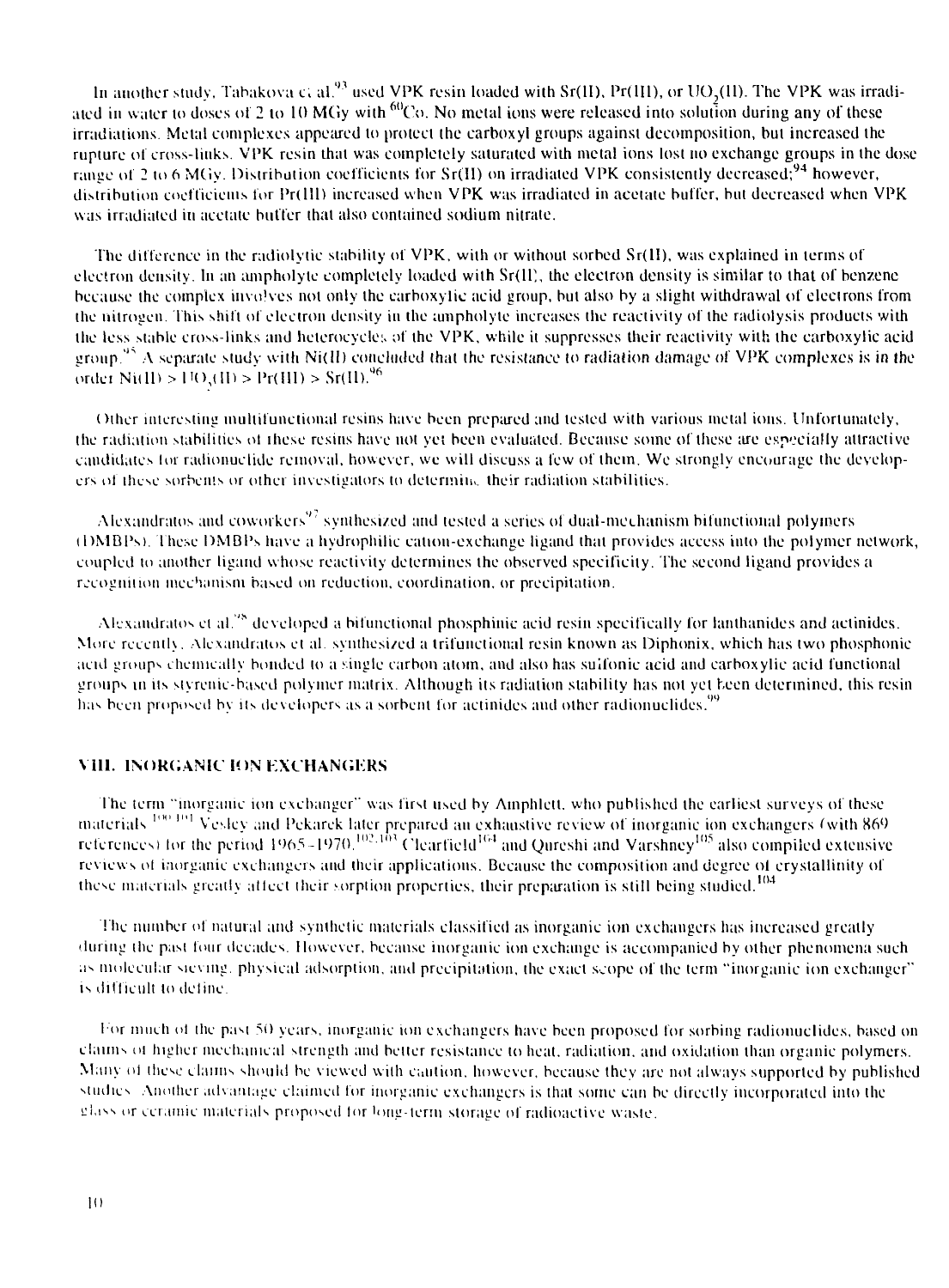In another study, Tabakova et al.[93] used VPK resin loaded with Sr(II), Pr(III), or $UO_2$(II). The VPK was irradiated in water to doses of 2 to 10 MGy with $^{60}$Co. No metal ions were released into solution during any of these irradiations. Metal complexes appeared to protect the carboxyl groups against decomposition, but increased the rupture of cross-links. VPK resin that was completely saturated with metal ions lost no exchange groups in the dose range of 2 to 6 MGy. Distribution coefficients for Sr(II) on irradiated VPK consistently decreased;[94] however, distribution coefficients for Pr(III) increased when VPK was irradiated in acetate buffer, but decreased when VPK was irradiated in acetate buffer that also contained sodium nitrate.

The difference in the radiolytic stability of VPK, with or without sorbed Sr(II), was explained in terms of electron density. In an ampholyte completely loaded with Sr(II), the electron density is similar to that of benzene because the complex involves not only the carboxylic acid group, but also by a slight withdrawal of electrons from the nitrogen. This shift of electron density in the ampholyte increases the reactivity of the radiolysis products with the less stable cross-links and heterocycles of the VPK, while it suppresses their reactivity with the carboxylic acid group.[95] A separate study with Ni(II) concluded that the resistance to radiation damage of VPK complexes is in the order Ni(II) > $UO_2$(II) > Pr(III) > Sr(II).[96]

Other interesting multifunctional resins have been prepared and tested with various metal ions. Unfortunately, the radiation stabilities of these resins have not yet been evaluated. Because some of these are especially attractive candidates for radionuclide removal, however, we will discuss a few of them. We strongly encourage the developers of these sorbents or other investigators to determine their radiation stabilities.

Alexandratos and coworkers[97] synthesized and tested a series of dual-mechanism bifunctional polymers (DMBPs). These DMBPs have a hydrophilic cation-exchange ligand that provides access into the polymer network, coupled to another ligand whose reactivity determines the observed specificity. The second ligand provides a recognition mechanism based on reduction, coordination, or precipitation.

Alexandratos et al.[98] developed a bifunctional phosphinic acid resin specifically for lanthanides and actinides. More recently, Alexandratos et al. synthesized a trifunctional resin known as Diphonix, which has two phosphonic acid groups chemically bonded to a single carbon atom, and also has sulfonic acid and carboxylic acid functional groups in its styrenic-based polymer matrix. Although its radiation stability has not yet been determined, this resin has been proposed by its developers as a sorbent for actinides and other radionuclides.[99]

## VIII. INORGANIC ION EXCHANGERS

The term "inorganic ion exchanger" was first used by Amphlett, who published the earliest surveys of these materials.[100,101] Vesley and Pekarek later prepared an exhaustive review of inorganic ion exchangers (with 869 references) for the period 1965–1970.[102,103] Clearfield[104] and Qureshi and Varshney[105] also compiled extensive reviews of inorganic exchangers and their applications. Because the composition and degree of crystallinity of these materials greatly affect their sorption properties, their preparation is still being studied.[104]

The number of natural and synthetic materials classified as inorganic ion exchangers has increased greatly during the past four decades. However, because inorganic ion exchange is accompanied by other phenomena such as molecular sieving, physical adsorption, and precipitation, the exact scope of the term "inorganic ion exchanger" is difficult to define.

For much of the past 50 years, inorganic ion exchangers have been proposed for sorbing radionuclides, based on claims of higher mechanical strength and better resistance to heat, radiation, and oxidation than organic polymers. Many of these claims should be viewed with caution, however, because they are not always supported by published studies. Another advantage claimed for inorganic exchangers is that some can be directly incorporated into the glass or ceramic materials proposed for long-term storage of radioactive waste.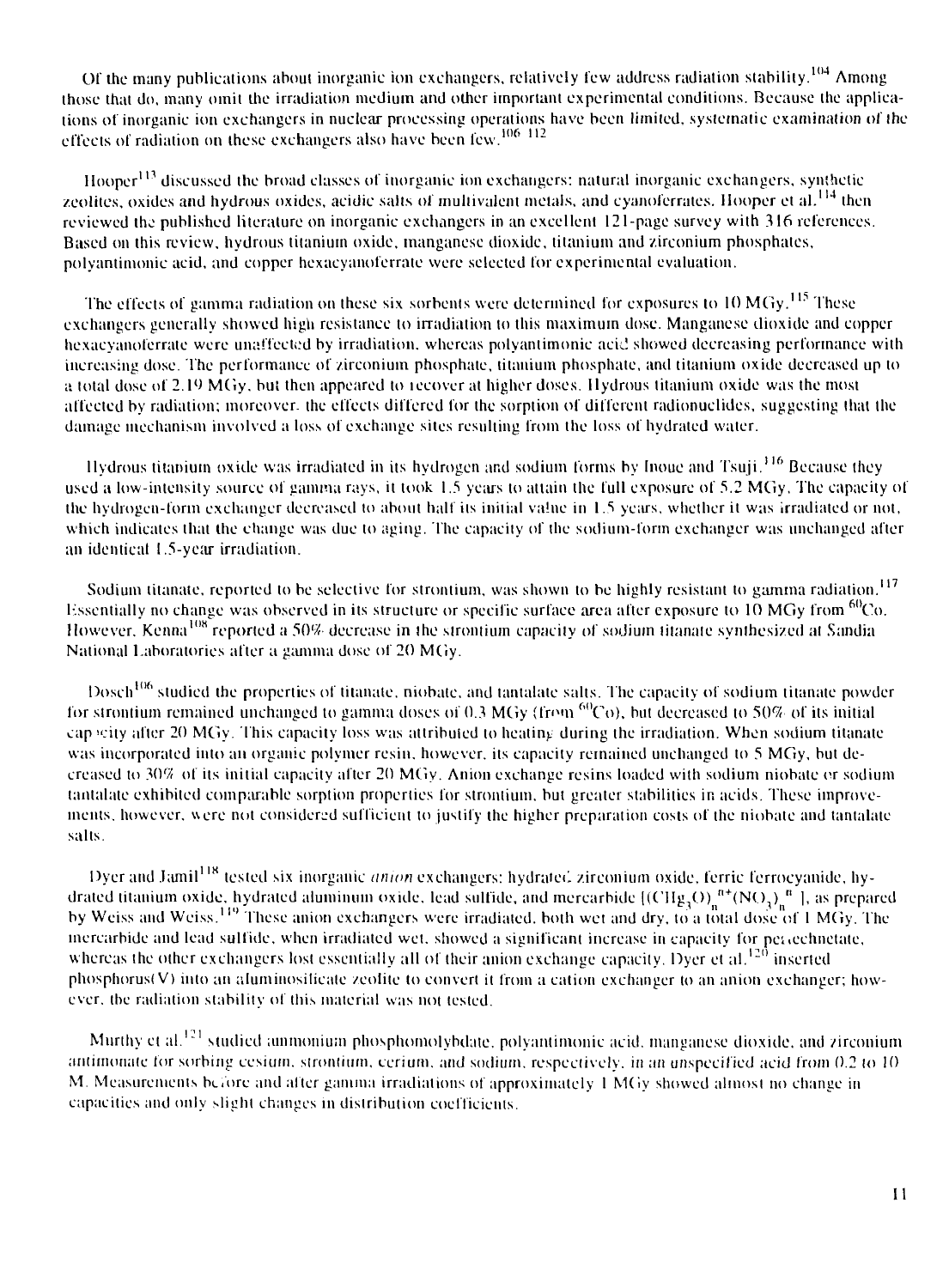Of the many publications about inorganic ion exchangers, relatively few address radiation stability.[104] Among those that do, many omit the irradiation medium and other important experimental conditions. Because the applications of inorganic ion exchangers in nuclear processing operations have been limited, systematic examination of the effects of radiation on these exchangers also have been few.[106-112]

Hooper[113] discussed the broad classes of inorganic ion exchangers: natural inorganic exchangers, synthetic zeolites, oxides and hydrous oxides, acidic salts of multivalent metals, and cyanoferrates. Hooper et al.[114] then reviewed the published literature on inorganic exchangers in an excellent 121-page survey with 316 references. Based on this review, hydrous titanium oxide, manganese dioxide, titanium and zirconium phosphates, polyantimonic acid, and copper hexacyanoferrate were selected for experimental evaluation.

The effects of gamma radiation on these six sorbents were determined for exposures to 10 MGy.[115] These exchangers generally showed high resistance to irradiation to this maximum dose. Manganese dioxide and copper hexacyanoferrate were unaffected by irradiation, whereas polyantimonic acid showed decreasing performance with increasing dose. The performance of zirconium phosphate, titanium phosphate, and titanium oxide decreased up to a total dose of 2.19 MGy, but then appeared to recover at higher doses. Hydrous titanium oxide was the most affected by radiation; moreover, the effects differed for the sorption of different radionuclides, suggesting that the damage mechanism involved a loss of exchange sites resulting from the loss of hydrated water.

Hydrous titanium oxide was irradiated in its hydrogen and sodium forms by Inoue and Tsuji.[116] Because they used a low-intensity source of gamma rays, it took 1.5 years to attain the full exposure of 5.2 MGy. The capacity of the hydrogen-form exchanger decreased to about half its initial value in 1.5 years, whether it was irradiated or not, which indicates that the change was due to aging. The capacity of the sodium-form exchanger was unchanged after an identical 1.5-year irradiation.

Sodium titanate, reported to be selective for strontium, was shown to be highly resistant to gamma radiation.[117] Essentially no change was observed in its structure or specific surface area after exposure to 10 MGy from $^{60}Co$. However, Kenna[108] reported a 50% decrease in the strontium capacity of sodium titanate synthesized at Sandia National Laboratories after a gamma dose of 20 MGy.

Dosch[106] studied the properties of titanate, niobate, and tantalate salts. The capacity of sodium titanate powder for strontium remained unchanged to gamma doses of 0.3 MGy (from $^{60}Co$), but decreased to 50% of its initial capacity after 20 MGy. This capacity loss was attributed to heating during the irradiation. When sodium titanate was incorporated into an organic polymer resin, however, its capacity remained unchanged to 5 MGy, but decreased to 30% of its initial capacity after 20 MGy. Anion exchange resins loaded with sodium niobate or sodium tantalate exhibited comparable sorption properties for strontium, but greater stabilities in acids. These improvements, however, were not considered sufficient to justify the higher preparation costs of the niobate and tantalate salts.

Dyer and Jamil[118] tested six inorganic *anion* exchangers: hydrated zirconium oxide, ferric ferrocyanide, hydrated titanium oxide, hydrated aluminum oxide, lead sulfide, and mercarbide $[(CHg_3O)_n^{n+}(NO_3)_n^{n-}]$, as prepared by Weiss and Weiss.[119] These anion exchangers were irradiated, both wet and dry, to a total dose of 1 MGy. The mercarbide and lead sulfide, when irradiated wet, showed a significant increase in capacity for pertechnetate, whereas the other exchangers lost essentially all of their anion exchange capacity. Dyer et al.[120] inserted phosphorus(V) into an aluminosilicate zeolite to convert it from a cation exchanger to an anion exchanger; however, the radiation stability of this material was not tested.

Murthy et al.[121] studied ammonium phosphomolybdate, polyantimonic acid, manganese dioxide, and zirconium antimonate for sorbing cesium, strontium, cerium, and sodium, respectively, in an unspecified acid from 0.2 to 10 M. Measurements before and after gamma irradiations of approximately 1 MGy showed almost no change in capacities and only slight changes in distribution coefficients.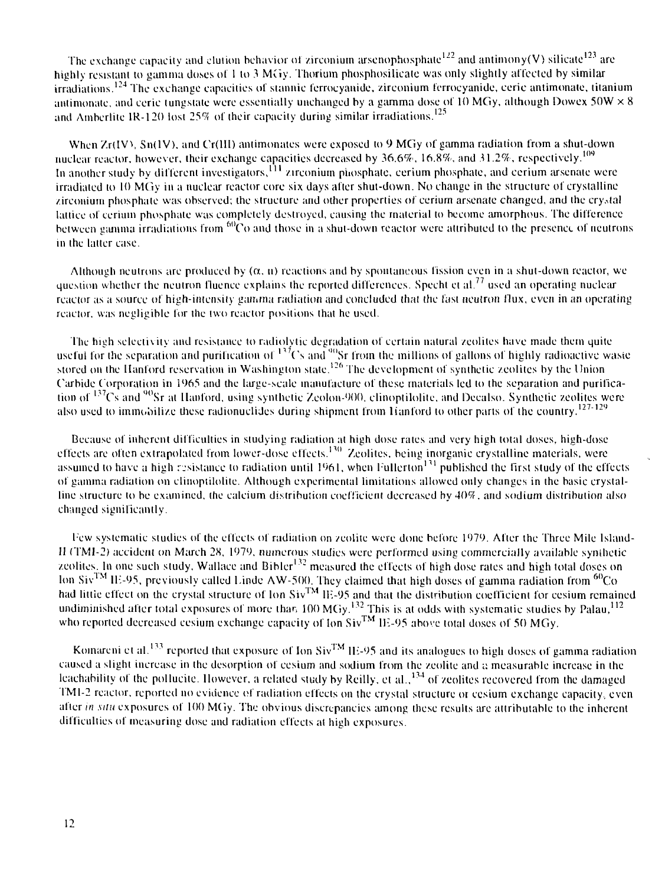The exchange capacity and elution behavior of zirconium arsenophosphate[122] and antimony(V) silicate[123] are highly resistant to gamma doses of 1 to 3 MGy. Thorium phosphosilicate was only slightly affected by similar irradiations.[124] The exchange capacities of stannic ferrocyanide, zirconium ferrocyanide, ceric antimonate, titanium antimonate, and ceric tungstate were essentially unchanged by a gamma dose of 10 MGy, although Dowex 50W × 8 and Amberlite IR-120 lost 25% of their capacity during similar irradiations.[125]

When Zr(IV), Sn(IV), and Cr(III) antimonates were exposed to 9 MGy of gamma radiation from a shut-down nuclear reactor, however, their exchange capacities decreased by 36.6%, 16.8%, and 31.2%, respectively.[109] In another study by different investigators,[111] zirconium phosphate, cerium phosphate, and cerium arsenate were irradiated to 10 MGy in a nuclear reactor core six days after shut-down. No change in the structure of crystalline zirconium phosphate was observed; the structure and other properties of cerium arsenate changed, and the crystal lattice of cerium phosphate was completely destroyed, causing the material to become amorphous. The difference between gamma irradiations from $^{60}Co$ and those in a shut-down reactor were attributed to the presence of neutrons in the latter case.

Although neutrons are produced by (α, n) reactions and by spontaneous fission even in a shut-down reactor, we question whether the neutron fluence explains the reported differences. Specht et al.[77] used an operating nuclear reactor as a source of high-intensity gamma radiation and concluded that the fast neutron flux, even in an operating reactor, was negligible for the two reactor positions that he used.

The high selectivity and resistance to radiolytic degradation of certain natural zeolites have made them quite useful for the separation and purification of $^{137}Cs$ and $^{90}Sr$ from the millions of gallons of highly radioactive waste stored on the Hanford reservation in Washington state.[126] The development of synthetic zeolites by the Union Carbide Corporation in 1965 and the large-scale manufacture of these materials led to the separation and purification of $^{137}Cs$ and $^{90}Sr$ at Hanford, using synthetic Zeolon-900, clinoptilolite, and Decalso. Synthetic zeolites were also used to immobilize these radionuclides during shipment from Hanford to other parts of the country.[127-129]

Because of inherent difficulties in studying radiation at high dose rates and very high total doses, high-dose effects are often extrapolated from lower-dose effects.[130] Zeolites, being inorganic crystalline materials, were assumed to have a high resistance to radiation until 1961, when Fullerton[131] published the first study of the effects of gamma radiation on clinoptilolite. Although experimental limitations allowed only changes in the basic crystalline structure to be examined, the calcium distribution coefficient decreased by 40%, and sodium distribution also changed significantly.

Few systematic studies of the effects of radiation on zeolite were done before 1979. After the Three Mile Island-II (TMI-2) accident on March 28, 1979, numerous studies were performed using commercially available synthetic zeolites. In one such study, Wallace and Bibler[132] measured the effects of high dose rates and high total doses on Ion Siv™ IE-95, previously called Linde AW-500. They claimed that high doses of gamma radiation from $^{60}Co$ had little effect on the crystal structure of Ion Siv™ IE-95 and that the distribution coefficient for cesium remained undiminished after total exposures of more than 100 MGy.[132] This is at odds with systematic studies by Palau,[112] who reported decreased cesium exchange capacity of Ion Siv™ IE-95 above total doses of 50 MGy.

Komarneni et al.[133] reported that exposure of Ion Siv™ IE-95 and its analogues to high doses of gamma radiation caused a slight increase in the desorption of cesium and sodium from the zeolite and a measurable increase in the leachability of the pollucite. However, a related study by Reilly, et al.,[134] of zeolites recovered from the damaged TMI-2 reactor, reported no evidence of radiation effects on the crystal structure or cesium exchange capacity, even after *in situ* exposures of 100 MGy. The obvious discrepancies among these results are attributable to the inherent difficulties of measuring dose and radiation effects at high exposures.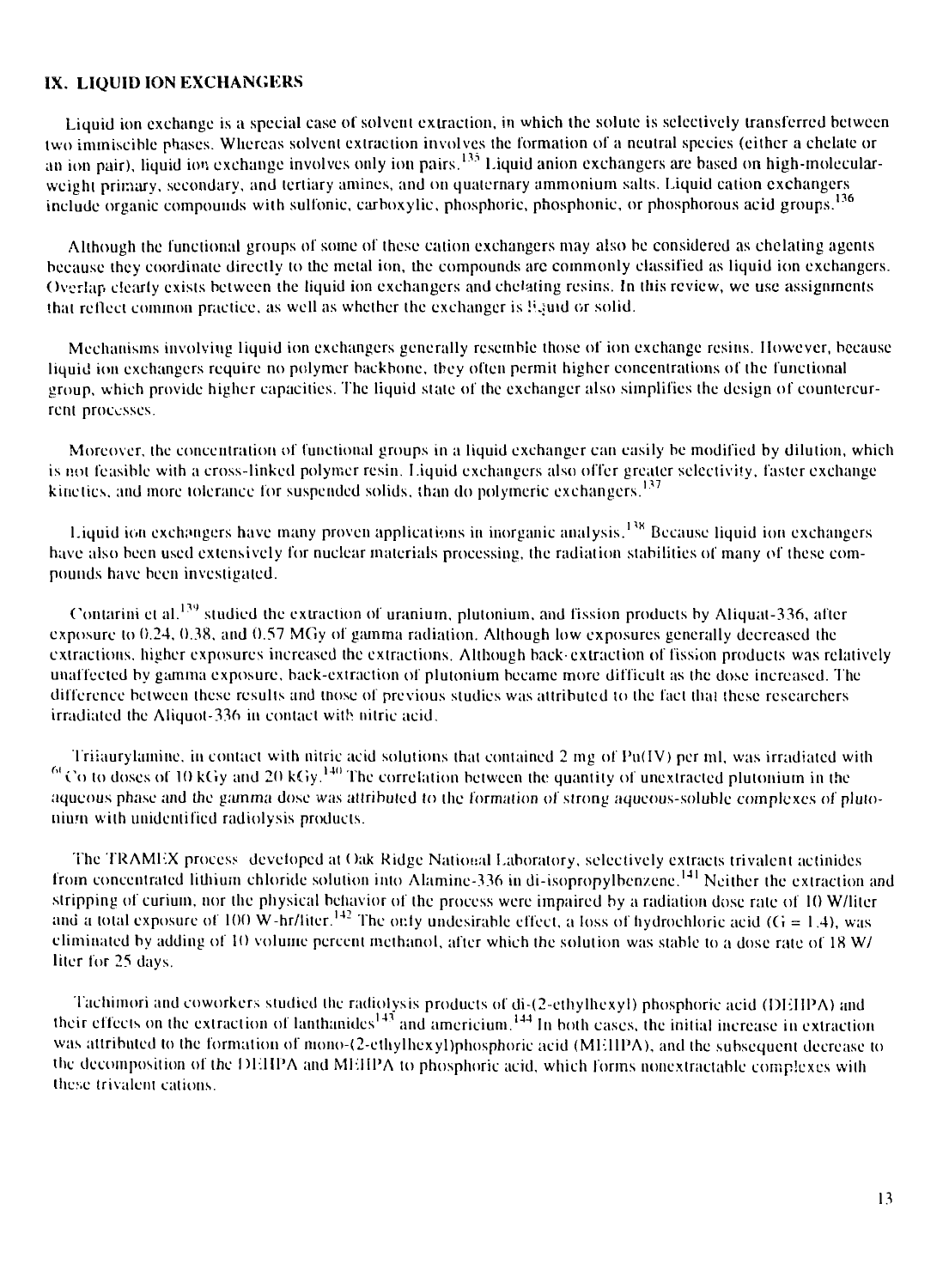## IX. LIQUID ION EXCHANGERS

Liquid ion exchange is a special case of solvent extraction, in which the solute is selectively transferred between two immiscible phases. Whereas solvent extraction involves the formation of a neutral species (either a chelate or an ion pair), liquid ion exchange involves only ion pairs.[135] Liquid anion exchangers are based on high-molecular-weight primary, secondary, and tertiary amines, and on quaternary ammonium salts. Liquid cation exchangers include organic compounds with sulfonic, carboxylic, phosphoric, phosphonic, or phosphorous acid groups.[136]

Although the functional groups of some of these cation exchangers may also be considered as chelating agents because they coordinate directly to the metal ion, the compounds are commonly classified as liquid ion exchangers. Overlap clearly exists between the liquid ion exchangers and chelating resins. In this review, we use assignments that reflect common practice, as well as whether the exchanger is liquid or solid.

Mechanisms involving liquid ion exchangers generally resemble those of ion exchange resins. However, because liquid ion exchangers require no polymer backbone, they often permit higher concentrations of the functional group, which provide higher capacities. The liquid state of the exchanger also simplifies the design of countercurrent processes.

Moreover, the concentration of functional groups in a liquid exchanger can easily be modified by dilution, which is not feasible with a cross-linked polymer resin. Liquid exchangers also offer greater selectivity, faster exchange kinetics, and more tolerance for suspended solids, than do polymeric exchangers.[137]

Liquid ion exchangers have many proven applications in inorganic analysis.[138] Because liquid ion exchangers have also been used extensively for nuclear materials processing, the radiation stabilities of many of these compounds have been investigated.

Contarini et al.[139] studied the extraction of uranium, plutonium, and fission products by Aliquat-336, after exposure to 0.24, 0.38, and 0.57 MGy of gamma radiation. Although low exposures generally decreased the extractions, higher exposures increased the extractions. Although back-extraction of fission products was relatively unaffected by gamma exposure, back-extraction of plutonium became more difficult as the dose increased. The difference between these results and those of previous studies was attributed to the fact that these researchers irradiated the Aliquot-336 in contact with nitric acid.

Triiaurylamine, in contact with nitric acid solutions that contained 2 mg of Pu(IV) per ml, was irradiated with $^{60}$Co to doses of 10 kGy and 20 kGy.[140] The correlation between the quantity of unextracted plutonium in the aqueous phase and the gamma dose was attributed to the formation of strong aqueous-soluble complexes of plutonium with unidentified radiolysis products.

The TRAMEX process developed at Oak Ridge National Laboratory, selectively extracts trivalent actinides from concentrated lithium chloride solution into Alamine-336 in di-isopropylbenzene.[141] Neither the extraction and stripping of curium, nor the physical behavior of the process were impaired by a radiation dose rate of 10 W/liter and a total exposure of 100 W-hr/liter.[142] The only undesirable effect, a loss of hydrochloric acid ($G = 1.4$), was eliminated by adding of 10 volume percent methanol, after which the solution was stable to a dose rate of 18 W/liter for 25 days.

Tachimori and coworkers studied the radiolysis products of di-(2-ethylhexyl) phosphoric acid (DEHPA) and their effects on the extraction of lanthanides[143] and americium.[144] In both cases, the initial increase in extraction was attributed to the formation of mono-(2-ethylhexyl)phosphoric acid (MEHPA), and the subsequent decrease to the decomposition of the DEHPA and MEHPA to phosphoric acid, which forms nonextractable complexes with these trivalent cations.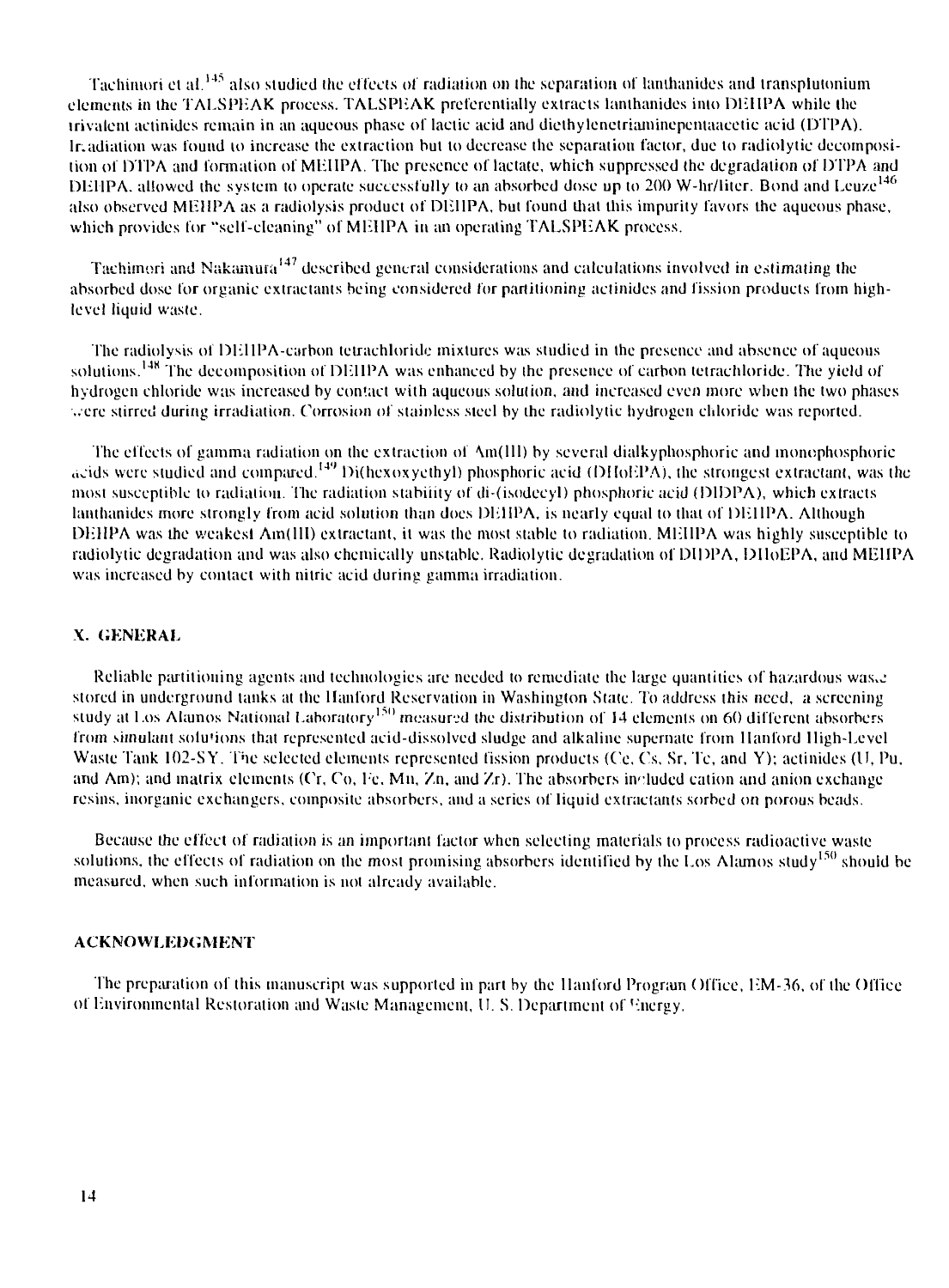Tachimori et al.[145] also studied the effects of radiation on the separation of lanthanides and transplutonium elements in the TALSPEAK process. TALSPEAK preferentially extracts lanthanides into DEHPA while the trivalent actinides remain in an aqueous phase of lactic acid and diethylenetriaminepentaacetic acid (DTPA). Irradiation was found to increase the extraction but to decrease the separation factor, due to radiolytic decomposition of DTPA and formation of MEHPA. The presence of lactate, which suppressed the degradation of DTPA and DEHPA, allowed the system to operate successfully to an absorbed dose up to 200 W-hr/liter. Bond and Leuze[146] also observed MEHPA as a radiolysis product of DEHPA, but found that this impurity favors the aqueous phase, which provides for "self-cleaning" of MEHPA in an operating TALSPEAK process.

Tachimori and Nakamura[147] described general considerations and calculations involved in estimating the absorbed dose for organic extractants being considered for partitioning actinides and fission products from high-level liquid waste.

The radiolysis of DEHPA-carbon tetrachloride mixtures was studied in the presence and absence of aqueous solutions.[148] The decomposition of DEHPA was enhanced by the presence of carbon tetrachloride. The yield of hydrogen chloride was increased by contact with aqueous solution, and increased even more when the two phases were stirred during irradiation. Corrosion of stainless steel by the radiolytic hydrogen chloride was reported.

The effects of gamma radiation on the extraction of Am(III) by several dialkyphosphoric and monophosphoric acids were studied and compared.[149] Di(hexoxyethyl) phosphoric acid (DHoEPA), the strongest extractant, was the most susceptible to radiation. The radiation stability of di-(isodecyl) phosphoric acid (DIDPA), which extracts lanthanides more strongly from acid solution than does DEHPA, is nearly equal to that of DEHPA. Although DEHPA was the weakest Am(III) extractant, it was the most stable to radiation. MEHPA was highly susceptible to radiolytic degradation and was also chemically unstable. Radiolytic degradation of DIDPA, DHoEPA, and MEHPA was increased by contact with nitric acid during gamma irradiation.

## X. GENERAL

Reliable partitioning agents and technologies are needed to remediate the large quantities of hazardous waste stored in underground tanks at the Hanford Reservation in Washington State. To address this need, a screening study at Los Alamos National Laboratory[150] measured the distribution of 14 elements on 60 different absorbers from simulant solutions that represented acid-dissolved sludge and alkaline supernate from Hanford High-Level Waste Tank 102-SY. The selected elements represented fission products (Ce, Cs, Sr, Tc, and Y); actinides (U, Pu, and Am); and matrix elements (Cr, Co, Fe, Mn, Zn, and Zr). The absorbers included cation and anion exchange resins, inorganic exchangers, composite absorbers, and a series of liquid extractants sorbed on porous beads.

Because the effect of radiation is an important factor when selecting materials to process radioactive waste solutions, the effects of radiation on the most promising absorbers identified by the Los Alamos study[150] should be measured, when such information is not already available.

## ACKNOWLEDGMENT

The preparation of this manuscript was supported in part by the Hanford Program Office, EM-36, of the Office of Environmental Restoration and Waste Management, U. S. Department of Energy.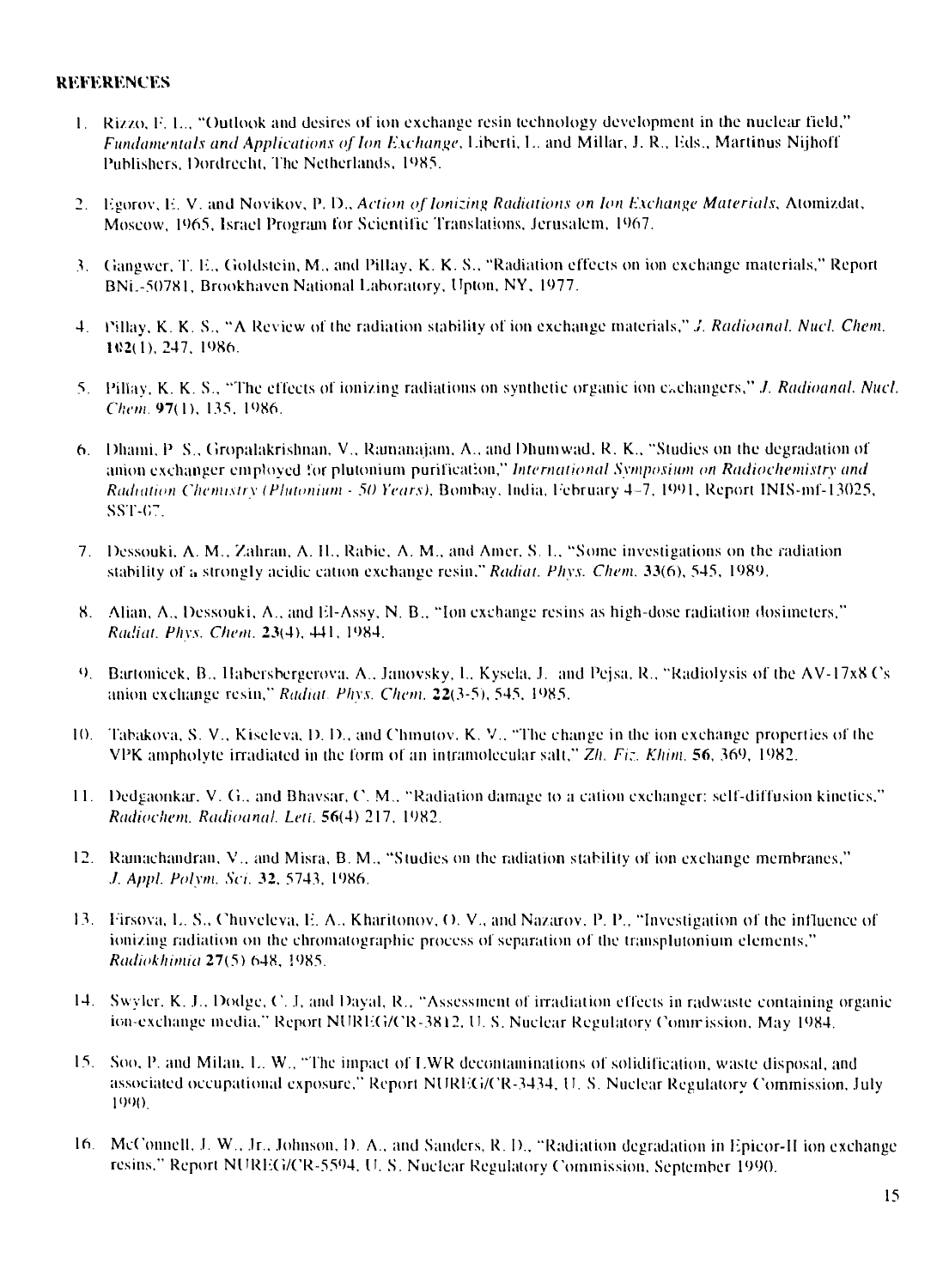**REFERENCES**

1. Rizzo, F. L., "Outlook and desires of ion exchange resin technology development in the nuclear field," *Fundamentals and Applications of Ion Exchange*, Liberti, L. and Millar, J. R., Eds., Martinus Nijhoff Publishers, Dordrecht, The Netherlands, 1985.

2. Egorov, E. V. and Novikov, P. D., *Action of Ionizing Radiations on Ion Exchange Materials*, Atomizdat, Moscow, 1965, Israel Program for Scientific Translations, Jerusalem, 1967.

3. Gangwer, T. E., Goldstein, M., and Pillay, K. K. S., "Radiation effects on ion exchange materials," Report BNL-50781, Brookhaven National Laboratory, Upton, NY, 1977.

4. Pillay, K. K. S., "A Review of the radiation stability of ion exchange materials," *J. Radioanal. Nucl. Chem.* **102**(1), 247, 1986.

5. Pillay, K. K. S., "The effects of ionizing radiations on synthetic organic ion exchangers," *J. Radioanal. Nucl. Chem.* **97**(1), 135, 1986.

6. Dhami, P. S., Gropalakrishnan, V., Ramanajam, A., and Dhumwad, R. K., "Studies on the degradation of anion exchanger employed for plutonium purification," *International Symposium on Radiochemistry and Radiation Chemistry (Plutonium - 50 Years)*, Bombay, India, February 4-7, 1991, Report INIS-mf-13025, SST-07.

7. Dessouki, A. M., Zahran, A. H., Rabie, A. M., and Amer, S. I., "Some investigations on the radiation stability of a strongly acidic cation exchange resin," *Radiat. Phys. Chem.* **33**(6), 545, 1989.

8. Alian, A., Dessouki, A., and El-Assy, N. B., "Ion exchange resins as high-dose radiation dosimeters," *Radiat. Phys. Chem.* **23**(4), 441, 1984.

9. Bartonicek, B., Habersbergerova, A., Janovsky, I., Kysela, J. and Pejsa, R., "Radiolysis of the AV-17x8 Cs anion exchange resin," *Radiat. Phys. Chem.* **22**(3-5), 545, 1985.

10. Tabakova, S. V., Kiseleva, D. D., and Chmutov, K. V., "The change in the ion exchange properties of the VPK ampholyte irradiated in the form of an intramolecular salt," *Zh. Fiz. Khim.* **56**, 369, 1982.

11. Dedgaonkar, V. G., and Bhavsar, C. M., "Radiation damage to a cation exchanger: self-diffusion kinetics," *Radiochem. Radioanal. Lett.* **56**(4) 217, 1982.

12. Ramachandran, V., and Misra, B. M., "Studies on the radiation stability of ion exchange membranes," *J. Appl. Polym. Sci.* **32**, 5743, 1986.

13. Firsova, L. S., Chuveleva, E. A., Kharitonov, O. V., and Nazarov, P. P., "Investigation of the influence of ionizing radiation on the chromatographic process of separation of the transplutonium elements," *Radiokhimia* **27**(5) 648, 1985.

14. Swyler, K. J., Dodge, C. J., and Dayal, R., "Assessment of irradiation effects in radwaste containing organic ion-exchange media," Report NUREG/CR-3812, U. S. Nuclear Regulatory Commission, May 1984.

15. Soo, P. and Milan, L. W., "The impact of LWR decontaminations of solidification, waste disposal, and associated occupational exposure," Report NUREG/CR-3434, U. S. Nuclear Regulatory Commission, July 1990.

16. McConnell, J. W., Jr., Johnson, D. A., and Sanders, R. D., "Radiation degradation in Epicor-II ion exchange resins," Report NUREG/CR-5594, U. S. Nuclear Regulatory Commission, September 1990.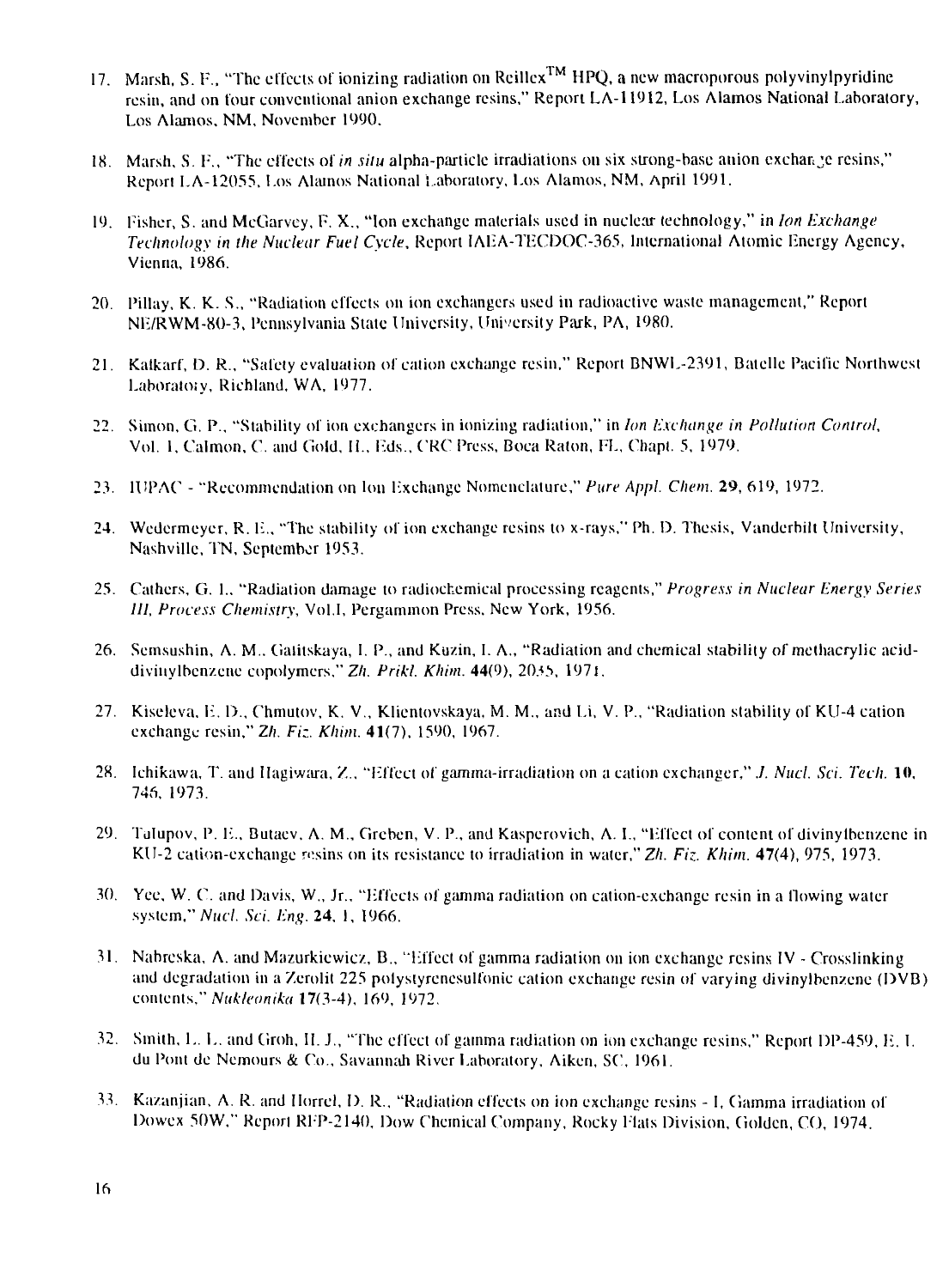17. Marsh, S. F., "The effects of ionizing radiation on Reillex$^{TM}$ HPQ, a new macroporous polyvinylpyridine resin, and on four conventional anion exchange resins," Report LA-11912, Los Alamos National Laboratory, Los Alamos, NM, November 1990.

18. Marsh, S. F., "The effects of *in situ* alpha-particle irradiations on six strong-base anion exchange resins," Report LA-12055, Los Alamos National Laboratory, Los Alamos, NM, April 1991.

19. Fisher, S. and McGarvey, F. X., "Ion exchange materials used in nuclear technology," in *Ion Exchange Technology in the Nuclear Fuel Cycle*, Report IAEA-TECDOC-365, International Atomic Energy Agency, Vienna, 1986.

20. Pillay, K. K. S., "Radiation effects on ion exchangers used in radioactive waste management," Report NE/RWM-80-3, Pennsylvania State University, University Park, PA, 1980.

21. Kalkarf, D. R., "Safety evaluation of cation exchange resin," Report BNWL-2391, Batelle Pacific Northwest Laboratory, Richland, WA, 1977.

22. Simon, G. P., "Stability of ion exchangers in ionizing radiation," in *Ion Exchange in Pollution Control*, Vol. 1, Calmon, C. and Gold, H., Eds., CRC Press, Boca Raton, FL, Chapt. 5, 1979.

23. IUPAC - "Recommendation on Ion Exchange Nomenclature," *Pure Appl. Chem.* **29**, 619, 1972.

24. Wedermeyer, R. E., "The stability of ion exchange resins to x-rays," Ph. D. Thesis, Vanderbilt University, Nashville, TN, September 1953.

25. Cathers, G. I., "Radiation damage to radiochemical processing reagents," *Progress in Nuclear Energy Series III, Process Chemistry*, Vol.I, Pergammon Press, New York, 1956.

26. Semsushin, A. M., Gatitskaya, I. P., and Kuzin, I. A., "Radiation and chemical stability of methacrylic acid-divinylbenzene copolymers," *Zh. Prikl. Khim.* **44**(9), 2035, 1971.

27. Kiseleva, E. D., Chmutov, K. V., Klientovskaya, M. M., and Li, V. P., "Radiation stability of KU-4 cation exchange resin," *Zh. Fiz. Khim.* **41**(7), 1590, 1967.

28. Ichikawa, T. and Hagiwara, Z., "Effect of gamma-irradiation on a cation exchanger," *J. Nucl. Sci. Tech.* **10**, 746, 1973.

29. Talupov, P. E., Butaev, A. M., Greben, V. P., and Kasperovich, A. I., "Effect of content of divinylbenzene in KU-2 cation-exchange resins on its resistance to irradiation in water," *Zh. Fiz. Khim.* **47**(4), 975, 1973.

30. Yee, W. C. and Davis, W., Jr., "Effects of gamma radiation on cation-exchange resin in a flowing water system," *Nucl. Sci. Eng.* **24**, 1, 1966.

31. Nabreska, A. and Mazurkiewicz, B., "Effect of gamma radiation on ion exchange resins IV - Crosslinking and degradation in a Zerolit 225 polystyrenesulfonic cation exchange resin of varying divinylbenzene (DVB) contents," *Nukleonika* **17**(3-4), 169, 1972.

32. Smith, L. L. and Groh, H. J., "The effect of gamma radiation on ion exchange resins," Report DP-459, E. I. du Pont de Nemours & Co., Savannah River Laboratory, Aiken, SC, 1961.

33. Kazanjian, A. R. and Horrel, D. R., "Radiation effects on ion exchange resins - I, Gamma irradiation of Dowex 50W," Report RFP-2140, Dow Chemical Company, Rocky Flats Division, Golden, CO, 1974.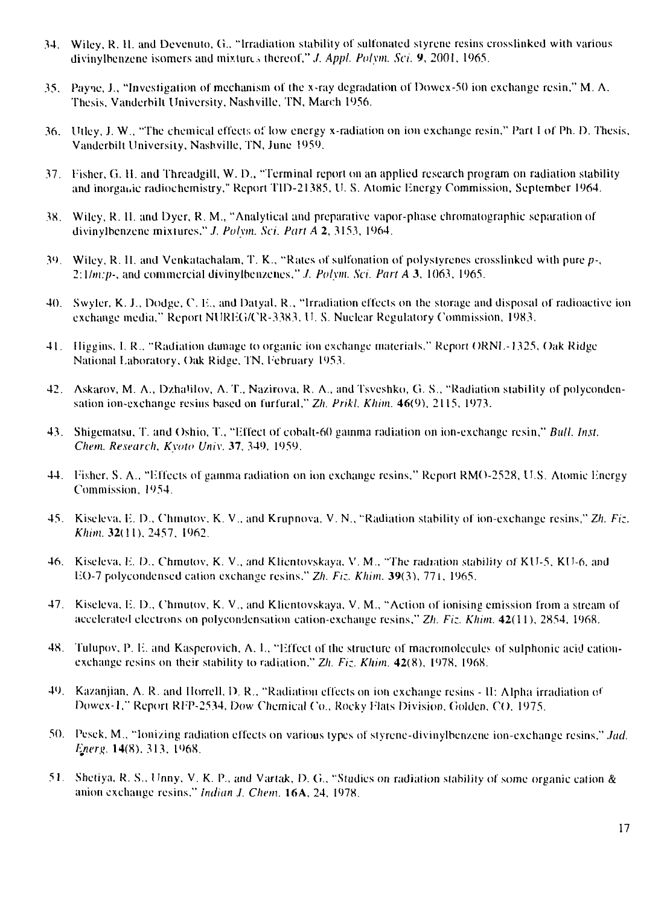34. Wiley, R. H. and Devenuto, G., "Irradiation stability of sulfonated styrene resins crosslinked with various divinylbenzene isomers and mixtures thereof," *J. Appl. Polym. Sci.* **9**, 2001, 1965.

35. Payne, J., "Investigation of mechanism of the x-ray degradation of Dowex-50 ion exchange resin," M. A. Thesis, Vanderbilt University, Nashville, TN, March 1956.

36. Utley, J. W., "The chemical effects of low energy x-radiation on ion exchange resin," Part I of Ph. D. Thesis, Vanderbilt University, Nashville, TN, June 1959.

37. Fisher, G. H. and Threadgill, W. D., "Terminal report on an applied research program on radiation stability and inorganic radiochemistry," Report TID-21385, U. S. Atomic Energy Commission, September 1964.

38. Wiley, R. H. and Dyer, R. M., "Analytical and preparative vapor-phase chromatographic separation of divinylbenzene mixtures," *J. Polym. Sci. Part A* **2**, 3153, 1964.

39. Wiley, R. H. and Venkatachalam, T. K., "Rates of sulfonation of polystyrenes crosslinked with pure *p*-, 2:1*m:p*-, and commercial divinylbenzenes," *J. Polym. Sci. Part A* **3**, 1063, 1965.

40. Swyler, K. J., Dodge, C. E., and Dayal, R., "Irradiation effects on the storage and disposal of radioactive ion exchange media," Report NUREG/CR-3383, U. S. Nuclear Regulatory Commission, 1983.

41. Higgins, I. R., "Radiation damage to organic ion exchange materials," Report ORNL-1325, Oak Ridge National Laboratory, Oak Ridge, TN, February 1953.

42. Askarov, M. A., Dzhalilov, A. T., Nazirova, R. A., and Tsveshko, G. S., "Radiation stability of polycondensation ion-exchange resins based on furfural," *Zh. Prikl. Khim.* **46**(9), 2115, 1973.

43. Shigematsu, T. and Oshio, T., "Effect of cobalt-60 gamma radiation on ion-exchange resin," *Bull. Inst. Chem. Research, Kyoto Univ.* **37**, 349, 1959.

44. Fisher, S. A., "Effects of gamma radiation on ion exchange resins," Report RMO-2528, U.S. Atomic Energy Commission, 1954.

45. Kiseleva, E. D., Chmutov, K. V., and Krupnova, V. N., "Radiation stability of ion-exchange resins," *Zh. Fiz. Khim.* **32**(11), 2457, 1962.

46. Kiseleva, E. D., Chmutov, K. V., and Klientovskaya, V. M., "The radiation stability of KU-5, KU-6, and EO-7 polycondensed cation exchange resins," *Zh. Fiz. Khim.* **39**(3), 771, 1965.

47. Kiseleva, E. D., Chmutov, K. V., and Klientovskaya, V. M., "Action of ionising emission from a stream of accelerated electrons on polycondensation cation-exchange resins," *Zh. Fiz. Khim.* **42**(11), 2854, 1968.

48. Tulupov, P. E. and Kasperovich, A. I., "Effect of the structure of macromolecules of sulphonic acid cation-exchange resins on their stability to radiation," *Zh. Fiz. Khim.* **42**(8), 1978, 1968.

49. Kazanjian, A. R. and Horrell, D. R., "Radiation effects on ion exchange resins - II: Alpha irradiation of Dowex-1," Report RFP-2534, Dow Chemical Co., Rocky Flats Division, Golden, CO, 1975.

50. Pesek, M., "Ionizing radiation effects on various types of styrene-divinylbenzene ion-exchange resins," *Jad. Energ.* **14**(8), 313, 1968.

51. Shetiya, R. S., Unny, V. K. P., and Vartak, D. G., "Studies on radiation stability of some organic cation & anion exchange resins," *Indian J. Chem.* **16A**, 24, 1978.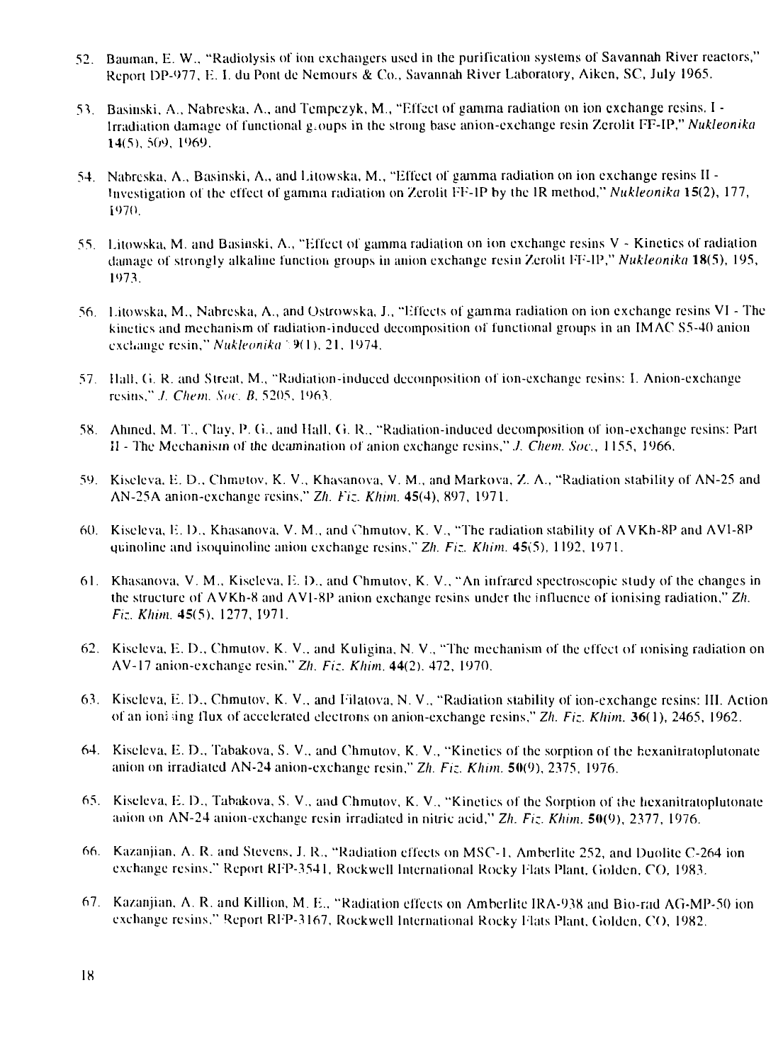52. Bauman, E. W., "Radiolysis of ion exchangers used in the purification systems of Savannah River reactors," Report DP-977, E. I. du Pont de Nemours & Co., Savannah River Laboratory, Aiken, SC, July 1965.

53. Basinski, A., Nabreska, A., and Tempczyk, M., "Effect of gamma radiation on ion exchange resins. I - Irradiation damage of functional groups in the strong base anion-exchange resin Zerolit FF-IP," *Nukleonika* **14**(5), 509, 1969.

54. Nabreska, A., Basinski, A., and Litowska, M., "Effect of gamma radiation on ion exchange resins II - Investigation of the effect of gamma radiation on Zerolit FF-IP by the IR method," *Nukleonika* **15**(2), 177, 1970.

55. Litowska, M. and Basinski, A., "Effect of gamma radiation on ion exchange resins V - Kinetics of radiation damage of strongly alkaline function groups in anion exchange resin Zerolit FF-IP," *Nukleonika* **18**(5), 195, 1973.

56. Litowska, M., Nabreska, A., and Ostrowska, J., "Effects of gamma radiation on ion exchange resins VI - The kinetics and mechanism of radiation-induced decomposition of functional groups in an IMAC S5-40 anion exchange resin," *Nukleonika* **19**(1), 21, 1974.

57. Hall, G. R. and Streat, M., "Radiation-induced decomposition of ion-exchange resins: I. Anion-exchange resins," *J. Chem. Soc. B*, 5205, 1963.

58. Ahmed, M. T., Clay, P. G., and Hall, G. R., "Radiation-induced decomposition of ion-exchange resins: Part II - The Mechanism of the deamination of anion exchange resins," *J. Chem. Soc.*, 1155, 1966.

59. Kiseleva, E. D., Chmutov, K. V., Khasanova, V. M., and Markova, Z. A., "Radiation stability of AN-25 and AN-25A anion-exchange resins," *Zh. Fiz. Khim.* **45**(4), 897, 1971.

60. Kiseleva, E. D., Khasanova, V. M., and Chmutov, K. V., "The radiation stability of AVKh-8P and AVI-8P quinoline and isoquinoline anion exchange resins," *Zh. Fiz. Khim.* **45**(5), 1192, 1971.

61. Khasanova, V. M., Kiseleva, E. D., and Chmutov, K. V., "An infrared spectroscopic study of the changes in the structure of AVKh-8 and AVI-8P anion exchange resins under the influence of ionising radiation," *Zh. Fiz. Khim.* **45**(5), 1277, 1971.

62. Kiseleva, E. D., Chmutov, K. V., and Kuligina, N. V., "The mechanism of the effect of ionising radiation on AV-17 anion-exchange resin," *Zh. Fiz. Khim.* **44**(2), 472, 1970.

63. Kiseleva, E. D., Chmutov, K. V., and Filatova, N. V., "Radiation stability of ion-exchange resins: III. Action of an ionising flux of accelerated electrons on anion-exchange resins," *Zh. Fiz. Khim.* **36**(1), 2465, 1962.

64. Kiseleva, E. D., Tabakova, S. V., and Chmutov, K. V., "Kinetics of the sorption of the hexanitratoplutonate anion on irradiated AN-24 anion-exchange resin," *Zh. Fiz. Khim.* **50**(9), 2375, 1976.

65. Kiseleva, E. D., Tabakova, S. V., and Chmutov, K. V., "Kinetics of the Sorption of the hexanitratoplutonate anion on AN-24 anion-exchange resin irradiated in nitric acid," *Zh. Fiz. Khim.* **50**(9), 2377, 1976.

66. Kazanjian, A. R. and Stevens, J. R., "Radiation effects on MSC-1, Amberlite 252, and Duolite C-264 ion exchange resins," Report RFP-3541, Rockwell International Rocky Flats Plant, Golden, CO, 1983.

67. Kazanjian, A. R. and Killion, M. E., "Radiation effects on Amberlite IRA-938 and Bio-rad AG-MP-50 ion exchange resins," Report RFP-3167, Rockwell International Rocky Flats Plant, Golden, CO, 1982.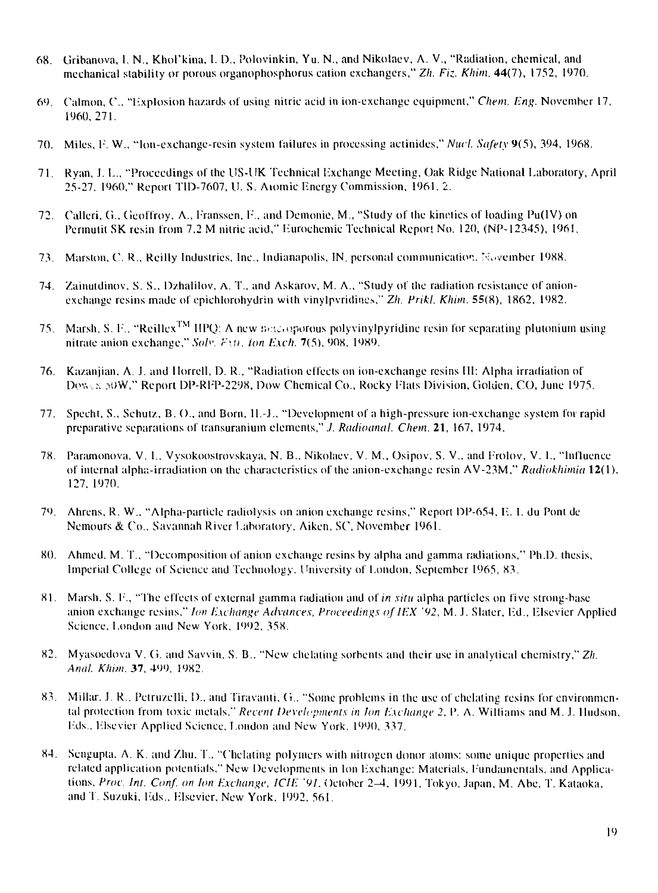68. Gribanova, I. N., Khol'kina, I. D., Polovinkin, Yu. N., and Nikolaev, A. V., "Radiation, chemical, and mechanical stability or porous organophosphorus cation exchangers," *Zh. Fiz. Khim.* **44**(7), 1752, 1970.

69. Calmon, C., "Explosion hazards of using nitric acid in ion-exchange equipment," *Chem. Eng.* November 17, 1960, 271.

70. Miles, F. W., "Ion-exchange-resin system failures in processing actinides," *Nucl. Safety* **9**(5), 394, 1968.

71. Ryan, J. L., "Proceedings of the US-UK Technical Exchange Meeting, Oak Ridge National Laboratory, April 25-27, 1960," Report TID-7607, U. S. Atomic Energy Commission, 1961, 2.

72. Calleri, G., Geoffroy, A., Franssen, F., and Demonie, M., "Study of the kinetics of loading Pu(IV) on Permutit SK resin from 7.2 M nitric acid," Eurochemic Technical Report No. 120, (NP-12345), 1961.

73. Marston, C. R., Reilly Industries, Inc., Indianapolis, IN, personal communication, November 1988.

74. Zainutdinov, S. S., Dzhalilov, A. T., and Askarov, M. A., "Study of the radiation resistance of anion-exchange resins made of epichlorohydrin with vinylpyridines," *Zh. Prikl. Khim.* **55**(8), 1862, 1982.

75. Marsh, S. F., "Reillex™ HPQ: A new macroporous polyvinylpyridine resin for separating plutonium using nitrate anion exchange," *Solv. Extr. Ion Exch.* **7**(5), 908, 1989.

76. Kazanjian, A. J. and Horrell, D. R., "Radiation effects on ion-exchange resins III: Alpha irradiation of Dowex 50W," Report DP-RFP-2298, Dow Chemical Co., Rocky Flats Division, Golden, CO, June 1975.

77. Specht, S., Schutz, B. O., and Born, H.-J., "Development of a high-pressure ion-exchange system for rapid preparative separations of transuranium elements," *J. Radioanal. Chem.* **21**, 167, 1974.

78. Paramonova, V. I., Vysokoostrovskaya, N. B., Nikolaev, V. M., Osipov, S. V., and Frolov, V. I., "Influence of internal alpha-irradiation on the characteristics of the anion-exchange resin AV-23M," *Radiokhimia* **12**(1), 127, 1970.

79. Ahrens, R. W., "Alpha-particle radiolysis on anion exchange resins," Report DP-654, E. I. du Pont de Nemours & Co., Savannah River Laboratory, Aiken, SC, November 1961.

80. Ahmed, M. T., "Decomposition of anion exchange resins by alpha and gamma radiations," Ph.D. thesis, Imperial College of Science and Technology, University of London, September 1965, 83.

81. Marsh, S. F., "The effects of external gamma radiation and of *in situ* alpha particles on five strong-base anion exchange resins," *Ion Exchange Advances, Proceedings of IEX '92*, M. J. Slater, Ed., Elsevier Applied Science, London and New York, 1992, 358.

82. Myasoedova V. G. and Savvin, S. B., "New chelating sorbents and their use in analytical chemistry," *Zh. Anal. Khim.* **37**, 499, 1982.

83. Millar, J. R., Petruzelli, D., and Tiravanti, G., "Some problems in the use of chelating resins for environmental protection from toxic metals," *Recent Developments in Ion Exchange 2*, P. A. Williams and M. J. Hudson, Eds., Elsevier Applied Science, London and New York, 1990, 337.

84. Sengupta, A. K. and Zhu, T., "Chelating polymers with nitrogen donor atoms: some unique properties and related application potentials," New Developments in Ion Exchange: Materials, Fundamentals, and Applications, *Proc. Int. Conf. on Ion Exchange, ICIE '91*, October 2–4, 1991, Tokyo, Japan, M. Abe, T. Kataoka, and T. Suzuki, Eds., Elsevier, New York, 1992, 561.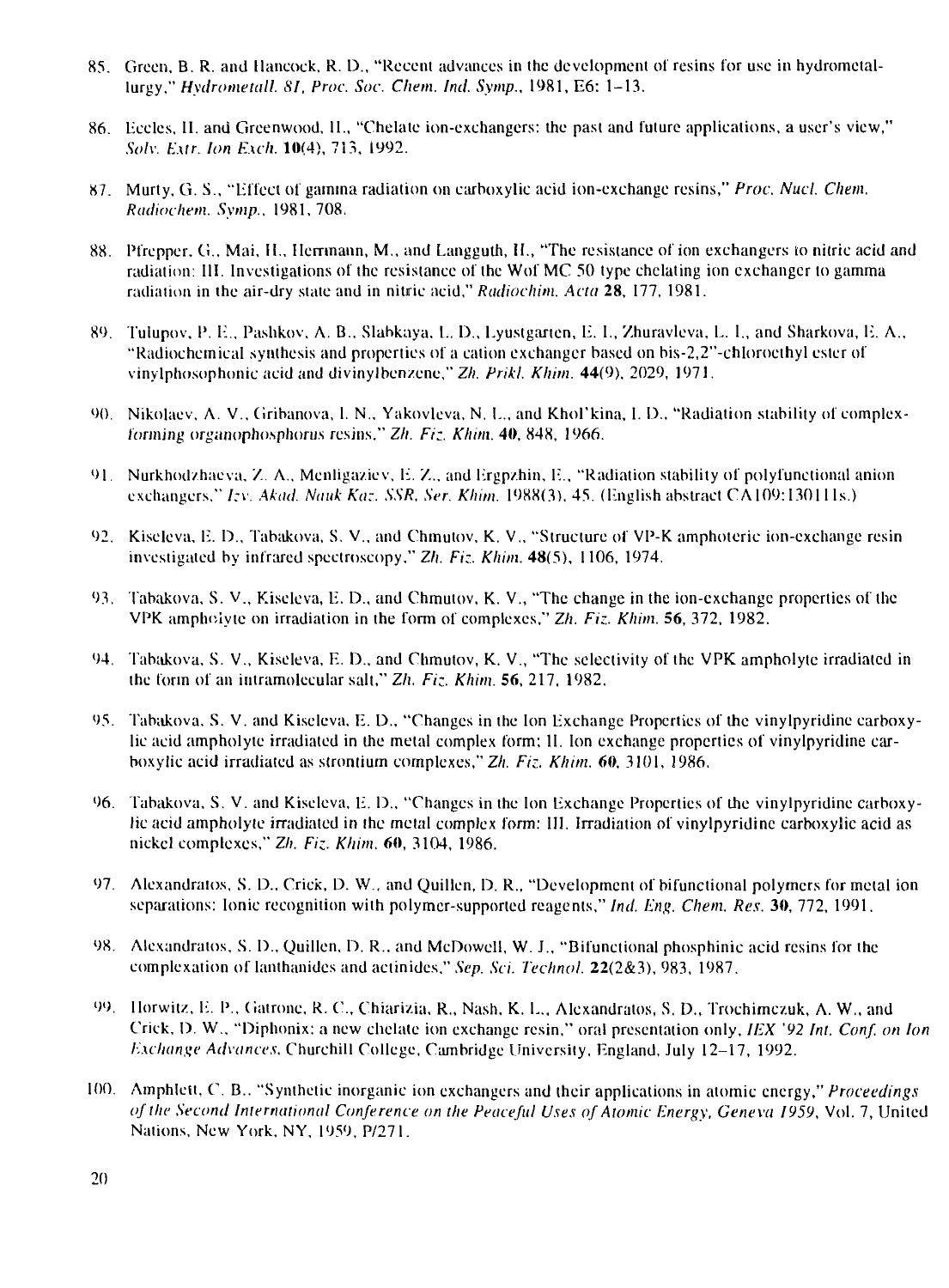85. Green, B. R. and Hancock, R. D., "Recent advances in the development of resins for use in hydrometallurgy," *Hydrometall. 81, Proc. Soc. Chem. Ind. Symp.*, 1981, E6: 1–13.

86. Eccles, H. and Greenwood, H., "Chelate ion-exchangers: the past and future applications, a user's view," *Solv. Extr. Ion Exch.* **10**(4), 713, 1992.

87. Murty, G. S., "Effect of gamma radiation on carboxylic acid ion-exchange resins," *Proc. Nucl. Chem. Radiochem. Symp.*, 1981, 708.

88. Pfrepper, G., Mai, H., Herrmann, M., and Langguth, H., "The resistance of ion exchangers to nitric acid and radiation: III. Investigations of the resistance of the Wof MC 50 type chelating ion exchanger to gamma radiation in the air-dry state and in nitric acid," *Radiochim. Acta* **28**, 177, 1981.

89. Tulupov, P. E., Pashkov, A. B., Slabkaya, L. D., Lyustgarten, E. I., Zhuravleva, L. I., and Sharkova, E. A., "Radiochemical synthesis and properties of a cation exchanger based on bis-2,2"-chloroethyl ester of vinylphosophonic acid and divinylbenzene," *Zh. Prikl. Khim.* **44**(9), 2029, 1971.

90. Nikolaev, A. V., Gribanova, I. N., Yakovleva, N. L., and Khol'kina, I. D., "Radiation stability of complex-forming organophosphorus resins," *Zh. Fiz. Khim.* **40**, 848, 1966.

91. Nurkhodzhaeva, Z. A., Menligaziev, E. Z., and Ergpzhin, E., "Radiation stability of polyfunctional anion exchangers," *Izv. Akad. Nauk Kaz. SSR, Ser. Khim.* 1988(3), 45. (English abstract CA109:130111s.)

92. Kiseleva, E. D., Tabakova, S. V., and Chmutov, K. V., "Structure of VP-K amphoteric ion-exchange resin investigated by infrared spectroscopy," *Zh. Fiz. Khim.* **48**(5), 1106, 1974.

93. Tabakova, S. V., Kiseleva, E. D., and Chmutov, K. V., "The change in the ion-exchange properties of the VPK ampholyte on irradiation in the form of complexes," *Zh. Fiz. Khim.* **56**, 372, 1982.

94. Tabakova, S. V., Kiseleva, E. D., and Chmutov, K. V., "The selectivity of the VPK ampholyte irradiated in the form of an intramolecular salt," *Zh. Fiz. Khim.* **56**, 217, 1982.

95. Tabakova, S. V. and Kiseleva, E. D., "Changes in the Ion Exchange Properties of the vinylpyridine carboxylic acid ampholyte irradiated in the metal complex form: II. Ion exchange properties of vinylpyridine carboxylic acid irradiated as strontium complexes," *Zh. Fiz. Khim.* **60**, 3101, 1986.

96. Tabakova, S. V. and Kiseleva, E. D., "Changes in the Ion Exchange Properties of the vinylpyridine carboxylic acid ampholyte irradiated in the metal complex form: III. Irradiation of vinylpyridine carboxylic acid as nickel complexes," *Zh. Fiz. Khim.* **60**, 3104, 1986.

97. Alexandratos, S. D., Crick, D. W., and Quillen, D. R., "Development of bifunctional polymers for metal ion separations: Ionic recognition with polymer-supported reagents," *Ind. Eng. Chem. Res.* **30**, 772, 1991.

98. Alexandratos, S. D., Quillen, D. R., and McDowell, W. J., "Bifunctional phosphinic acid resins for the complexation of lanthanides and actinides," *Sep. Sci. Technol.* **22**(2&3), 983, 1987.

99. Horwitz, E. P., Gatrone, R. C., Chiarizia, R., Nash, K. L., Alexandratos, S. D., Trochimczuk, A. W., and Crick, D. W., "Diphonix: a new chelate ion exchange resin," oral presentation only, *IEX '92 Int. Conf. on Ion Exchange Advances*, Churchill College, Cambridge University, England, July 12–17, 1992.

100. Amphlett, C. B., "Synthetic inorganic ion exchangers and their applications in atomic energy," *Proceedings of the Second International Conference on the Peaceful Uses of Atomic Energy, Geneva 1959*, Vol. 7, United Nations, New York, NY, 1959, P/271.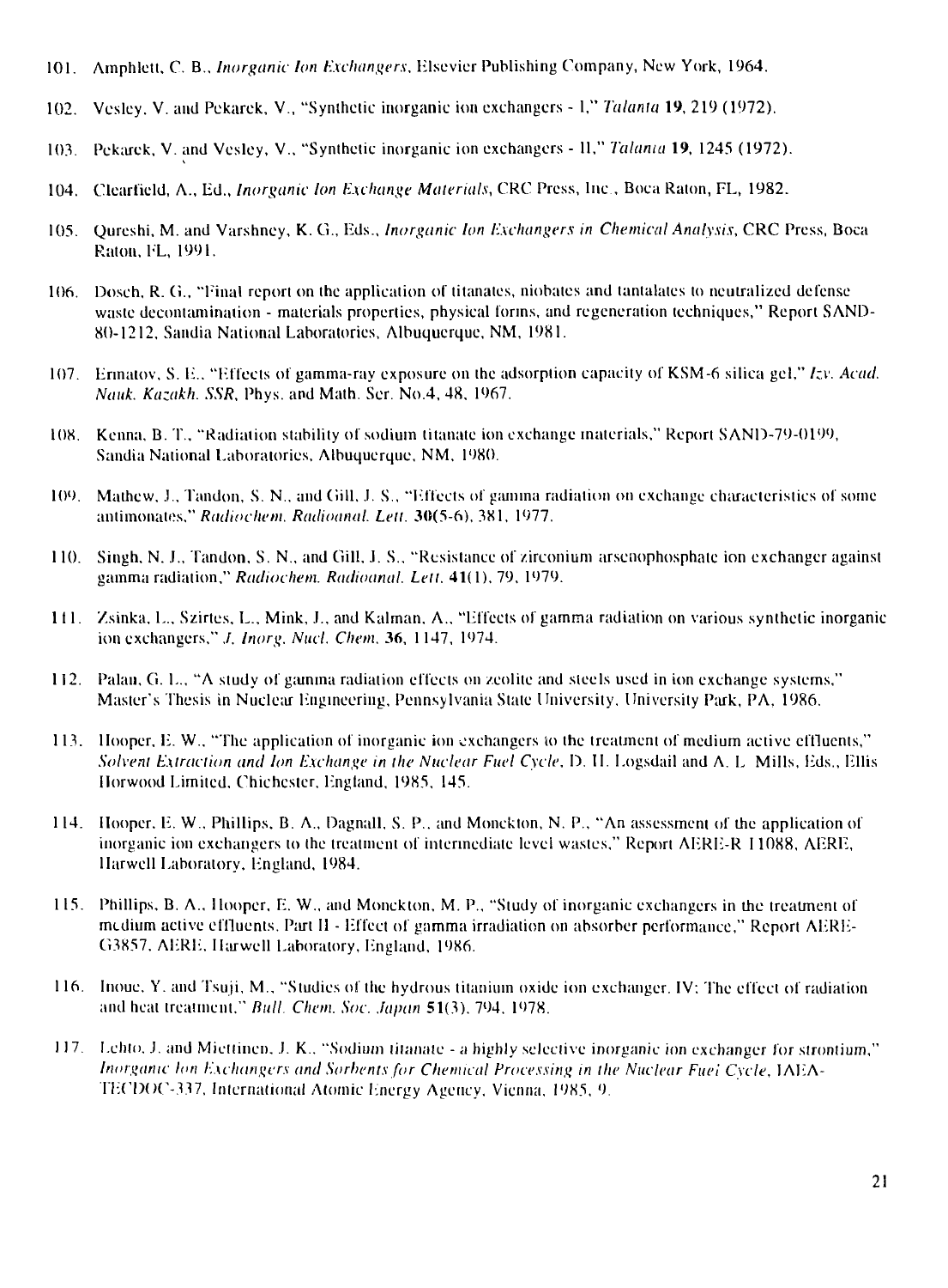101. Amphlett, C. B., *Inorganic Ion Exchangers*, Elsevier Publishing Company, New York, 1964.

102. Vesley, V. and Pekarek, V., "Synthetic inorganic ion exchangers - I," *Talanta* **19**, 219 (1972).

103. Pekarek, V. and Vesley, V., "Synthetic inorganic ion exchangers - II," *Talanta* **19**, 1245 (1972).

104. Clearfield, A., Ed., *Inorganic Ion Exchange Materials*, CRC Press, Inc., Boca Raton, FL, 1982.

105. Qureshi, M. and Varshney, K. G., Eds., *Inorganic Ion Exchangers in Chemical Analysis*, CRC Press, Boca Raton, FL, 1991.

106. Dosch, R. G., "Final report on the application of titanates, niobates and tantalates to neutralized defense waste decontamination - materials properties, physical forms, and regeneration techniques," Report SAND-80-1212, Sandia National Laboratories, Albuquerque, NM, 1981.

107. Ermatov, S. E., "Effects of gamma-ray exposure on the adsorption capacity of KSM-6 silica gel," *Izv. Acad. Nauk. Kazakh. SSR*, Phys. and Math. Ser. No.4, 48, 1967.

108. Kenna, B. T., "Radiation stability of sodium titanate ion exchange materials," Report SAND-79-0199, Sandia National Laboratories, Albuquerque, NM, 1980.

109. Mathew, J., Tandon, S. N., and Gill, J. S., "Effects of gamma radiation on exchange characteristics of some antimonates," *Radiochem. Radioanal. Lett.* **30**(5-6), 381, 1977.

110. Singh, N. J., Tandon, S. N., and Gill, J. S., "Resistance of zirconium arsenophosphate ion exchanger against gamma radiation," *Radiochem. Radioanal. Lett.* **41**(1), 79, 1979.

111. Zsinka, L., Szirtes, L., Mink, J., and Kalman, A., "Effects of gamma radiation on various synthetic inorganic ion exchangers," *J. Inorg. Nucl. Chem.* **36**, 1147, 1974.

112. Palan, G. L., "A study of gamma radiation effects on zeolite and steels used in ion exchange systems," Master's Thesis in Nuclear Engineering, Pennsylvania State University, University Park, PA, 1986.

113. Hooper, E. W., "The application of inorganic ion exchangers to the treatment of medium active effluents," *Solvent Extraction and Ion Exchange in the Nuclear Fuel Cycle*, D. H. Logsdail and A. L. Mills, Eds., Ellis Horwood Limited, Chichester, England, 1985, 145.

114. Hooper, E. W., Phillips, B. A., Dagnall, S. P., and Monckton, N. P., "An assessment of the application of inorganic ion exchangers to the treatment of intermediate level wastes," Report AERE-R 11088, AERE, Harwell Laboratory, England, 1984.

115. Phillips, B. A., Hooper, E. W., and Monckton, M. P., "Study of inorganic exchangers in the treatment of medium active effluents. Part II - Effect of gamma irradiation on absorber performance," Report AERE-G3857, AERE, Harwell Laboratory, England, 1986.

116. Inoue, Y. and Tsuji, M., "Studies of the hydrous titanium oxide ion exchanger. IV: The effect of radiation and heat treatment," *Bull. Chem. Soc. Japan* **51**(3), 794, 1978.

117. Lehto, J. and Miettinen, J. K., "Sodium titanate - a highly selective inorganic ion exchanger for strontium," *Inorganic Ion Exchangers and Sorbents for Chemical Processing in the Nuclear Fuel Cycle*, IAEA-TECDOC-337, International Atomic Energy Agency, Vienna, 1985, 9.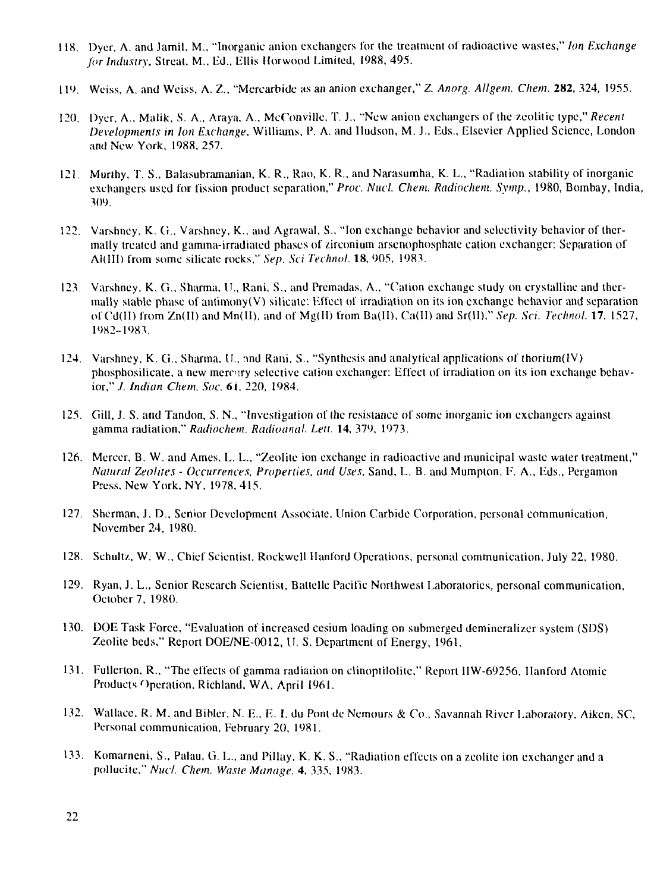118. Dyer, A. and Jamil, M., "Inorganic anion exchangers for the treatment of radioactive wastes," *Ion Exchange for Industry*, Streat, M., Ed., Ellis Horwood Limited, 1988, 495.

119. Weiss, A. and Weiss, A. Z., "Mercarbide as an anion exchanger," *Z. Anorg. Allgem. Chem.* **282**, 324, 1955.

120. Dyer, A., Malik, S. A., Araya, A., McConville, T. J., "New anion exchangers of the zeolitic type," *Recent Developments in Ion Exchange*, Williams, P. A. and Hudson, M. J., Eds., Elsevier Applied Science, London and New York, 1988, 257.

121. Murthy, T. S., Balasubramanian, K. R., Rao, K. R., and Narasumha, K. L., "Radiation stability of inorganic exchangers used for fission product separation," *Proc. Nucl. Chem. Radiochem. Symp.*, 1980, Bombay, India, 309.

122. Varshney, K. G., Varshney, K., and Agrawal, S., "Ion exchange behavior and selectivity behavior of thermally treated and gamma-irradiated phases of zirconium arsenophosphate cation exchanger: Separation of Al(III) from some silicate rocks," *Sep. Sci Technol.* **18**, 905, 1983.

123. Varshney, K. G., Sharma, U., Rani, S., and Premadas, A., "Cation exchange study on crystalline and thermally stable phase of antimony(V) silicate: Effect of irradiation on its ion exchange behavior and separation of Cd(II) from Zn(II) and Mn(II), and of Mg(II) from Ba(II), Ca(II) and Sr(II)," *Sep. Sci. Technol.* **17**, 1527, 1982–1983.

124. Varshney, K. G., Sharma, U., and Rani, S., "Synthesis and analytical applications of thorium(IV) phosphosilicate, a new mercury selective cation exchanger: Effect of irradiation on its ion exchange behavior," *J. Indian Chem. Soc.* **61**, 220, 1984.

125. Gill, J. S. and Tandon, S. N., "Investigation of the resistance of some inorganic ion exchangers against gamma radiation," *Radiochem. Radioanal. Lett.* **14**, 379, 1973.

126. Mercer, B. W. and Ames, L. L., "Zeolite ion exchange in radioactive and municipal waste water treatment," *Natural Zeolites - Occurrences, Properties, and Uses*, Sand, L. B. and Mumpton, F. A., Eds., Pergamon Press, New York, NY, 1978, 415.

127. Sherman, J. D., Senior Development Associate, Union Carbide Corporation, personal communication, November 24, 1980.

128. Schultz, W. W., Chief Scientist, Rockwell Hanford Operations, personal communication, July 22, 1980.

129. Ryan, J. L., Senior Research Scientist, Battelle Pacific Northwest Laboratories, personal communication, October 7, 1980.

130. DOE Task Force, "Evaluation of increased cesium loading on submerged demineralizer system (SDS) Zeolite beds," Report DOE/NE-0012, U. S. Department of Energy, 1961.

131. Fullerton, R., "The effects of gamma radiation on clinoptilolite," Report HW-69256, Hanford Atomic Products Operation, Richland, WA, April 1961.

132. Wallace, R. M. and Bibler, N. E., E. I. du Pont de Nemours & Co., Savannah River Laboratory, Aiken, SC, Personal communication, February 20, 1981.

133. Komarneni, S., Palau, G. L., and Pillay, K. K. S., "Radiation effects on a zeolite ion exchanger and a pollucite," *Nucl. Chem. Waste Manage.* **4**, 335, 1983.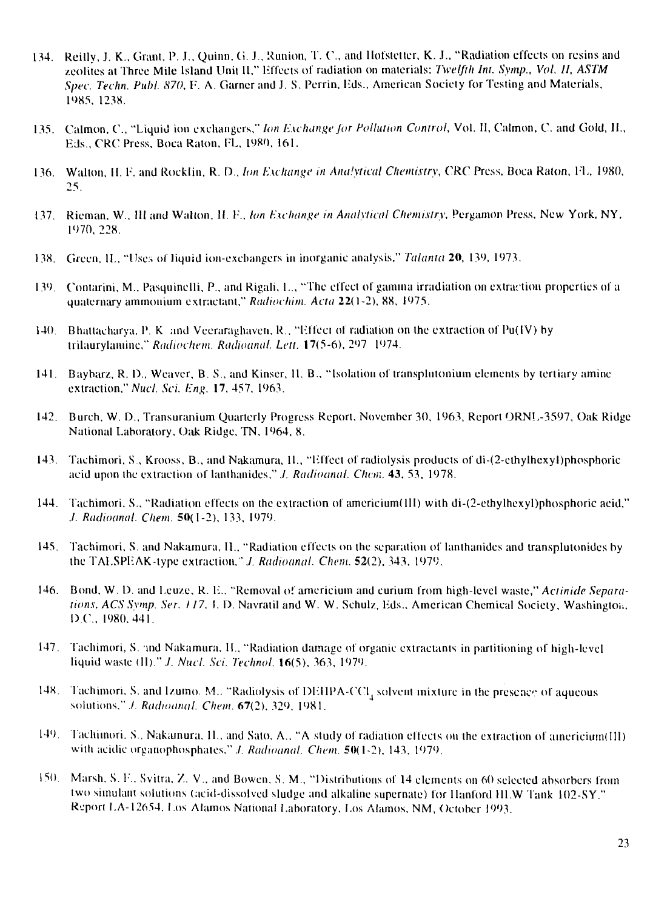134. Reilly, J. K., Grant, P. J., Quinn, G. J., Runion, T. C., and Hofstetter, K. J., "Radiation effects on resins and zeolites at Three Mile Island Unit II," Effects of radiation on materials: *Twelfth Int. Symp., Vol. II, ASTM Spec. Techn. Publ. 870*, F. A. Garner and J. S. Perrin, Eds., American Society for Testing and Materials, 1985, 1238.

135. Calmon, C., "Liquid ion exchangers," *Ion Exchange for Pollution Control*, Vol. II, Calmon, C. and Gold, H., Eds., CRC Press, Boca Raton, FL, 1980, 161.

136. Walton, H. F. and Rocklin, R. D., *Ion Exchange in Analytical Chemistry*, CRC Press, Boca Raton, FL, 1980, 25.

137. Rieman, W., III and Walton, H. F., *Ion Exchange in Analytical Chemistry*, Pergamon Press, New York, NY, 1970, 228.

138. Green, H., "Uses of liquid ion-exchangers in inorganic analysis," *Talanta* **20**, 139, 1973.

139. Contarini, M., Pasquinelli, P., and Rigali, L., "The effect of gamma irradiation on extraction properties of a quaternary ammonium extractant," *Radiochim. Acta* **22**(1-2), 88, 1975.

140. Bhattacharya, P. K and Veeraraghaven, R., "Effect of radiation on the extraction of Pu(IV) by trilaurylamine," *Radiochem. Radioanal. Lett.* **17**(5-6), 297 1974.

141. Baybarz, R. D., Weaver, B. S., and Kinser, H. B., "Isolation of transplutonium elements by tertiary amine extraction," *Nucl. Sci. Eng.* **17**, 457, 1963.

142. Burch, W. D., Transuranium Quarterly Progress Report, November 30, 1963, Report ORNL-3597, Oak Ridge National Laboratory, Oak Ridge, TN, 1964, 8.

143. Tachimori, S., Krooss, B., and Nakamura, H., "Effect of radiolysis products of di-(2-ethylhexyl)phosphoric acid upon the extraction of lanthanides," *J. Radioanal. Chem.* **43**, 53, 1978.

144. Tachimori, S., "Radiation effects on the extraction of americium(III) with di-(2-ethylhexyl)phosphoric acid," *J. Radioanal. Chem.* **50**(1-2), 133, 1979.

145. Tachimori, S. and Nakamura, H., "Radiation effects on the separation of lanthanides and transplutonides by the TALSPEAK-type extraction," *J. Radioanal. Chem.* **52**(2), 343, 1979.

146. Bond, W. D. and Leuze, R. E., "Removal of americium and curium from high-level waste," *Actinide Separations, ACS Symp. Ser. 117*, J. D. Navratil and W. W. Schulz, Eds., American Chemical Society, Washington, D.C., 1980, 441.

147. Tachimori, S. and Nakamura, H., "Radiation damage of organic extractants in partitioning of high-level liquid waste (II)." *J. Nucl. Sci. Technol.* **16**(5), 363, 1979.

148. Tachimori, S. and Izumo, M., "Radiolysis of DEHPA-$CCl_4$ solvent mixture in the presence of aqueous solutions," *J. Radioanal. Chem.* **67**(2), 329, 1981.

149. Tachimori, S., Nakamura, H., and Sato, A., "A study of radiation effects on the extraction of americium(III) with acidic organophosphates," *J. Radioanal. Chem.* **50**(1-2), 143, 1979.

150. Marsh, S. F., Svitra, Z. V., and Bowen, S. M., "Distributions of 14 elements on 60 selected absorbers from two simulant solutions (acid-dissolved sludge and alkaline supernate) for Hanford HLW Tank 102-SY." Report LA-12654, Los Alamos National Laboratory, Los Alamos, NM, October 1993.